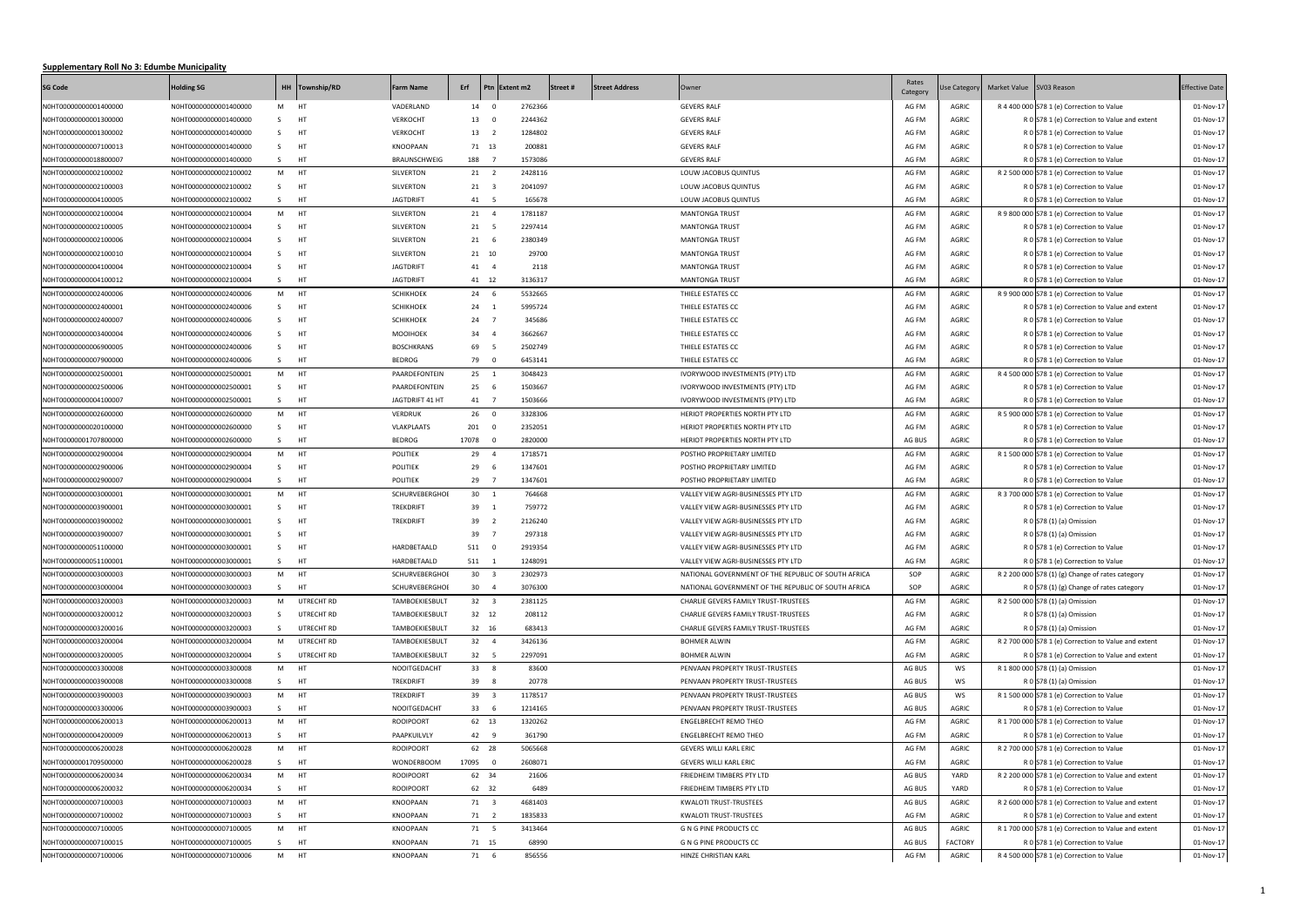**Supplementary Roll No 3: Edumbe Municipality**

| SG Code | Holding SG | HH | Township/RD | Farm Name | Erf | Ptn | Extent m2 | Street # | Street Address | Owner | Rates Category | Use Category | Market Value | SV03 Reason | Effective Date |
|---|---|---|---|---|---|---|---|---|---|---|---|---|---|---|---|
| N0HT00000000001400000 | N0HT00000000001400000 | M | HT | VADERLAND | 14 | 0 | 2762366 | | | GEVERS RALF | AG FM | AGRIC | R 4 400 000 | S78 1 (e) Correction to Value | 01-Nov-17 |
| N0HT00000000001300000 | N0HT00000000001400000 | S | HT | VERKOCHT | 13 | 0 | 2244362 | | | GEVERS RALF | AG FM | AGRIC | R 0 | S78 1 (e) Correction to Value and extent | 01-Nov-17 |
| N0HT00000000001300002 | N0HT00000000001400000 | S | HT | VERKOCHT | 13 | 2 | 1284802 | | | GEVERS RALF | AG FM | AGRIC | R 0 | S78 1 (e) Correction to Value | 01-Nov-17 |
| N0HT00000000007100013 | N0HT00000000001400000 | S | HT | KNOOPAAN | 71 | 13 | 200881 | | | GEVERS RALF | AG FM | AGRIC | R 0 | S78 1 (e) Correction to Value | 01-Nov-17 |
| N0HT00000000018800007 | N0HT00000000001400000 | S | HT | BRAUNSCHWEIG | 188 | 7 | 1573086 | | | GEVERS RALF | AG FM | AGRIC | R 0 | S78 1 (e) Correction to Value | 01-Nov-17 |
| N0HT00000000002100002 | N0HT00000000002100002 | M | HT | SILVERTON | 21 | 2 | 2428116 | | | LOUW JACOBUS QUINTUS | AG FM | AGRIC | R 2 500 000 | S78 1 (e) Correction to Value | 01-Nov-17 |
| N0HT00000000002100003 | N0HT00000000002100002 | S | HT | SILVERTON | 21 | 3 | 2041097 | | | LOUW JACOBUS QUINTUS | AG FM | AGRIC | R 0 | S78 1 (e) Correction to Value | 01-Nov-17 |
| N0HT00000000004100005 | N0HT00000000002100002 | S | HT | JAGTDRIFT | 41 | 5 | 165678 | | | LOUW JACOBUS QUINTUS | AG FM | AGRIC | R 0 | S78 1 (e) Correction to Value | 01-Nov-17 |
| N0HT00000000002100004 | N0HT00000000002100004 | M | HT | SILVERTON | 21 | 4 | 1781187 | | | MANTONGA TRUST | AG FM | AGRIC | R 9 800 000 | S78 1 (e) Correction to Value | 01-Nov-17 |
| N0HT00000000002100005 | N0HT00000000002100004 | S | HT | SILVERTON | 21 | 5 | 2297414 | | | MANTONGA TRUST | AG FM | AGRIC | R 0 | S78 1 (e) Correction to Value | 01-Nov-17 |
| N0HT00000000002100006 | N0HT00000000002100004 | S | HT | SILVERTON | 21 | 6 | 2380349 | | | MANTONGA TRUST | AG FM | AGRIC | R 0 | S78 1 (e) Correction to Value | 01-Nov-17 |
| N0HT00000000002100010 | N0HT00000000002100004 | S | HT | SILVERTON | 21 | 10 | 29700 | | | MANTONGA TRUST | AG FM | AGRIC | R 0 | S78 1 (e) Correction to Value | 01-Nov-17 |
| N0HT00000000004100004 | N0HT00000000002100004 | S | HT | JAGTDRIFT | 41 | 4 | 2118 | | | MANTONGA TRUST | AG FM | AGRIC | R 0 | S78 1 (e) Correction to Value | 01-Nov-17 |
| N0HT00000000004100012 | N0HT00000000002100004 | S | HT | JAGTDRIFT | 41 | 12 | 3136317 | | | MANTONGA TRUST | AG FM | AGRIC | R 0 | S78 1 (e) Correction to Value | 01-Nov-17 |
| N0HT00000000002400006 | N0HT00000000002400006 | M | HT | SCHIKHOEK | 24 | 6 | 5532665 | | | THIELE ESTATES CC | AG FM | AGRIC | R 9 900 000 | S78 1 (e) Correction to Value | 01-Nov-17 |
| N0HT00000000002400001 | N0HT00000000002400006 | S | HT | SCHIKHOEK | 24 | 1 | 5995724 | | | THIELE ESTATES CC | AG FM | AGRIC | R 0 | S78 1 (e) Correction to Value and extent | 01-Nov-17 |
| N0HT00000000002400007 | N0HT00000000002400006 | S | HT | SCHIKHOEK | 24 | 7 | 345686 | | | THIELE ESTATES CC | AG FM | AGRIC | R 0 | S78 1 (e) Correction to Value | 01-Nov-17 |
| N0HT00000000003400004 | N0HT00000000002400006 | S | HT | MOOIHOEK | 34 | 4 | 3662667 | | | THIELE ESTATES CC | AG FM | AGRIC | R 0 | S78 1 (e) Correction to Value | 01-Nov-17 |
| N0HT00000000006900005 | N0HT00000000002400006 | S | HT | BOSCHKRANS | 69 | 5 | 2502749 | | | THIELE ESTATES CC | AG FM | AGRIC | R 0 | S78 1 (e) Correction to Value | 01-Nov-17 |
| N0HT00000000007900000 | N0HT00000000002400006 | S | HT | BEDROG | 79 | 0 | 6453141 | | | THIELE ESTATES CC | AG FM | AGRIC | R 0 | S78 1 (e) Correction to Value | 01-Nov-17 |
| N0HT00000000002500001 | N0HT00000000002500001 | M | HT | PAARDEFONTEIN | 25 | 1 | 3048423 | | | IVORYWOOD INVESTMENTS (PTY) LTD | AG FM | AGRIC | R 4 500 000 | S78 1 (e) Correction to Value | 01-Nov-17 |
| N0HT00000000002500006 | N0HT00000000002500001 | S | HT | PAARDEFONTEIN | 25 | 6 | 1503667 | | | IVORYWOOD INVESTMENTS (PTY) LTD | AG FM | AGRIC | R 0 | S78 1 (e) Correction to Value | 01-Nov-17 |
| N0HT00000000004100007 | N0HT00000000002500001 | S | HT | JAGTDRIFT 41 HT | 41 | 7 | 1503666 | | | IVORYWOOD INVESTMENTS (PTY) LTD | AG FM | AGRIC | R 0 | S78 1 (e) Correction to Value | 01-Nov-17 |
| N0HT00000000002600000 | N0HT00000000002600000 | M | HT | VERDRUK | 26 | 0 | 3328306 | | | HERIOT PROPERTIES NORTH PTY LTD | AG FM | AGRIC | R 5 900 000 | S78 1 (e) Correction to Value | 01-Nov-17 |
| N0HT00000000020100000 | N0HT00000000002600000 | S | HT | VLAKPLAATS | 201 | 0 | 2352051 | | | HERIOT PROPERTIES NORTH PTY LTD | AG FM | AGRIC | R 0 | S78 1 (e) Correction to Value | 01-Nov-17 |
| N0HT00000001707800000 | N0HT00000000002600000 | S | HT | BEDROG | 17078 | 0 | 2820000 | | | HERIOT PROPERTIES NORTH PTY LTD | AG BUS | AGRIC | R 0 | S78 1 (e) Correction to Value | 01-Nov-17 |
| N0HT00000000002900004 | N0HT00000000002900004 | M | HT | POLITIEK | 29 | 4 | 1718571 | | | POSTHO PROPRIETARY LIMITED | AG FM | AGRIC | R 1 500 000 | S78 1 (e) Correction to Value | 01-Nov-17 |
| N0HT00000000002900006 | N0HT00000000002900004 | S | HT | POLITIEK | 29 | 6 | 1347601 | | | POSTHO PROPRIETARY LIMITED | AG FM | AGRIC | R 0 | S78 1 (e) Correction to Value | 01-Nov-17 |
| N0HT00000000002900007 | N0HT00000000002900004 | S | HT | POLITIEK | 29 | 7 | 1347601 | | | POSTHO PROPRIETARY LIMITED | AG FM | AGRIC | R 0 | S78 1 (e) Correction to Value | 01-Nov-17 |
| N0HT00000000003000001 | N0HT00000000003000001 | M | HT | SCHURVEBERGHOI | 30 | 1 | 764668 | | | VALLEY VIEW AGRI-BUSINESSES PTY LTD | AG FM | AGRIC | R 3 700 000 | S78 1 (e) Correction to Value | 01-Nov-17 |
| N0HT00000000003900001 | N0HT00000000003000001 | S | HT | TREKDRIFT | 39 | 1 | 759772 | | | VALLEY VIEW AGRI-BUSINESSES PTY LTD | AG FM | AGRIC | R 0 | S78 1 (e) Correction to Value | 01-Nov-17 |
| N0HT00000000003900002 | N0HT00000000003000001 | S | HT | TREKDRIFT | 39 | 2 | 2126240 | | | VALLEY VIEW AGRI-BUSINESSES PTY LTD | AG FM | AGRIC | R 0 | S78 (1) (a) Omission | 01-Nov-17 |
| N0HT00000000003900007 | N0HT00000000003000001 | S | HT | | 39 | 7 | 297318 | | | VALLEY VIEW AGRI-BUSINESSES PTY LTD | AG FM | AGRIC | R 0 | S78 (1) (a) Omission | 01-Nov-17 |
| N0HT00000000051100000 | N0HT00000000003000001 | S | HT | HARDBETAALD | 511 | 0 | 2919354 | | | VALLEY VIEW AGRI-BUSINESSES PTY LTD | AG FM | AGRIC | R 0 | S78 1 (e) Correction to Value | 01-Nov-17 |
| N0HT00000000051100001 | N0HT00000000003000001 | S | HT | HARDBETAALD | 511 | 1 | 1248091 | | | VALLEY VIEW AGRI-BUSINESSES PTY LTD | AG FM | AGRIC | R 0 | S78 1 (e) Correction to Value | 01-Nov-17 |
| N0HT00000000003000003 | N0HT00000000003000003 | M | HT | SCHURVEBERGHOI | 30 | 3 | 2302973 | | | NATIONAL GOVERNMENT OF THE REPUBLIC OF SOUTH AFRICA | SOP | AGRIC | R 2 200 000 | S78 (1) (g) Change of rates category | 01-Nov-17 |
| N0HT00000000003000004 | N0HT00000000003000003 | S | HT | SCHURVEBERGHOI | 30 | 4 | 3076300 | | | NATIONAL GOVERNMENT OF THE REPUBLIC OF SOUTH AFRICA | SOP | AGRIC | R 0 | S78 (1) (g) Change of rates category | 01-Nov-17 |
| N0HT00000000003200003 | N0HT00000000003200003 | M | UTRECHT RD | TAMBOEKIESBULT | 32 | 3 | 2381125 | | | CHARLIE GEVERS FAMILY TRUST-TRUSTEES | AG FM | AGRIC | R 2 500 000 | S78 (1) (a) Omission | 01-Nov-17 |
| N0HT00000000003200012 | N0HT00000000003200003 | S | UTRECHT RD | TAMBOEKIESBULT | 32 | 12 | 208112 | | | CHARLIE GEVERS FAMILY TRUST-TRUSTEES | AG FM | AGRIC | R 0 | S78 (1) (a) Omission | 01-Nov-17 |
| N0HT00000000003200016 | N0HT00000000003200003 | S | UTRECHT RD | TAMBOEKIESBULT | 32 | 16 | 683413 | | | CHARLIE GEVERS FAMILY TRUST-TRUSTEES | AG FM | AGRIC | R 0 | S78 (1) (a) Omission | 01-Nov-17 |
| N0HT00000000003200004 | N0HT00000000003200004 | M | UTRECHT RD | TAMBOEKIESBULT | 32 | 4 | 3426136 | | | BOHMER ALWIN | AG FM | AGRIC | R 2 700 000 | S78 1 (e) Correction to Value and extent | 01-Nov-17 |
| N0HT00000000003200005 | N0HT00000000003200004 | S | UTRECHT RD | TAMBOEKIESBULT | 32 | 5 | 2297091 | | | BOHMER ALWIN | AG FM | AGRIC | R 0 | S78 1 (e) Correction to Value and extent | 01-Nov-17 |
| N0HT00000000003300008 | N0HT00000000003300008 | M | HT | NOOITGEDACHT | 33 | 8 | 83600 | | | PENVAAN PROPERTY TRUST-TRUSTEES | AG BUS | WS | R 1 800 000 | S78 (1) (a) Omission | 01-Nov-17 |
| N0HT00000000003900008 | N0HT00000000003300008 | S | HT | TREKDRIFT | 39 | 8 | 20778 | | | PENVAAN PROPERTY TRUST-TRUSTEES | AG BUS | WS | R 0 | S78 (1) (a) Omission | 01-Nov-17 |
| N0HT00000000003900003 | N0HT00000000003900003 | M | HT | TREKDRIFT | 39 | 3 | 1178517 | | | PENVAAN PROPERTY TRUST-TRUSTEES | AG BUS | WS | R 1 500 000 | S78 1 (e) Correction to Value | 01-Nov-17 |
| N0HT00000000003300006 | N0HT00000000003900003 | S | HT | NOOITGEDACHT | 33 | 6 | 1214165 | | | PENVAAN PROPERTY TRUST-TRUSTEES | AG BUS | AGRIC | R 0 | S78 1 (e) Correction to Value | 01-Nov-17 |
| N0HT00000000006200013 | N0HT00000000006200013 | M | HT | ROOIPOORT | 62 | 13 | 1320262 | | | ENGELBRECHT REMO THEO | AG FM | AGRIC | R 1 700 000 | S78 1 (e) Correction to Value | 01-Nov-17 |
| N0HT00000000004200009 | N0HT00000000006200013 | S | HT | PAAPKUILVLY | 42 | 9 | 361790 | | | ENGELBRECHT REMO THEO | AG FM | AGRIC | R 0 | S78 1 (e) Correction to Value | 01-Nov-17 |
| N0HT00000000006200028 | N0HT00000000006200028 | M | HT | ROOIPOORT | 62 | 28 | 5065668 | | | GEVERS WILLI KARL ERIC | AG FM | AGRIC | R 2 700 000 | S78 1 (e) Correction to Value | 01-Nov-17 |
| N0HT00000001709500000 | N0HT00000000006200028 | S | HT | WONDERBOOM | 17095 | 0 | 2608071 | | | GEVERS WILLI KARL ERIC | AG FM | AGRIC | R 0 | S78 1 (e) Correction to Value | 01-Nov-17 |
| N0HT00000000006200034 | N0HT00000000006200034 | M | HT | ROOIPOORT | 62 | 34 | 21606 | | | FRIEDHEIM TIMBERS PTY LTD | AG BUS | YARD | R 2 200 000 | S78 1 (e) Correction to Value and extent | 01-Nov-17 |
| N0HT00000000006200032 | N0HT00000000006200034 | S | HT | ROOIPOORT | 62 | 32 | 6489 | | | FRIEDHEIM TIMBERS PTY LTD | AG BUS | YARD | R 0 | S78 1 (e) Correction to Value | 01-Nov-17 |
| N0HT00000000007100003 | N0HT00000000007100003 | M | HT | KNOOPAAN | 71 | 3 | 4681403 | | | KWALOTI TRUST-TRUSTEES | AG BUS | AGRIC | R 2 600 000 | S78 1 (e) Correction to Value and extent | 01-Nov-17 |
| N0HT00000000007100002 | N0HT00000000007100003 | S | HT | KNOOPAAN | 71 | 2 | 1835833 | | | KWALOTI TRUST-TRUSTEES | AG FM | AGRIC | R 0 | S78 1 (e) Correction to Value and extent | 01-Nov-17 |
| N0HT00000000007100005 | N0HT00000000007100005 | M | HT | KNOOPAAN | 71 | 5 | 3413464 | | | G N G PINE PRODUCTS CC | AG BUS | AGRIC | R 1 700 000 | S78 1 (e) Correction to Value and extent | 01-Nov-17 |
| N0HT00000000007100015 | N0HT00000000007100005 | S | HT | KNOOPAAN | 71 | 15 | 68990 | | | G N G PINE PRODUCTS CC | AG BUS | FACTORY | R 0 | S78 1 (e) Correction to Value | 01-Nov-17 |
| N0HT00000000007100006 | N0HT00000000007100006 | M | HT | KNOOPAAN | 71 | 6 | 856556 | | | HINZE CHRISTIAN KARL | AG FM | AGRIC | R 4 500 000 | S78 1 (e) Correction to Value | 01-Nov-17 |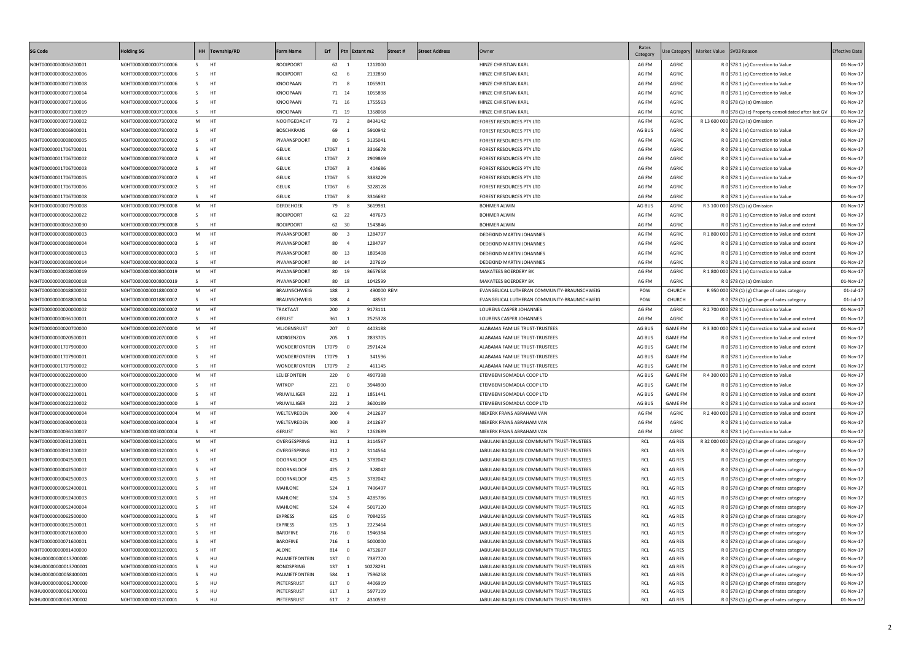| SG Code | Holding SG | HH | Township/RD | Farm Name | Erf | Ptn | Extent m2 | Street # | Street Address | Owner | Rates Category | Use Category | Market Value | SV03 Reason | Effective Date |
|---|---|---|---|---|---|---|---|---|---|---|---|---|---|---|---|
| N0HT00000000006200001 | N0HT00000000007100006 | S | HT | ROOIPOORT | 62 | 1 | 1212000 | | | HINZE CHRISTIAN KARL | AG FM | AGRIC | R 0 | S78 1 (e) Correction to Value | 01-Nov-17 |
| N0HT00000000006200006 | N0HT00000000007100006 | S | HT | ROOIPOORT | 62 | 6 | 2132850 | | | HINZE CHRISTIAN KARL | AG FM | AGRIC | R 0 | S78 1 (e) Correction to Value | 01-Nov-17 |
| N0HT00000000007100008 | N0HT00000000007100006 | S | HT | KNOOPAAN | 71 | 8 | 1055901 | | | HINZE CHRISTIAN KARL | AG FM | AGRIC | R 0 | S78 1 (e) Correction to Value | 01-Nov-17 |
| N0HT00000000007100014 | N0HT00000000007100006 | S | HT | KNOOPAAN | 71 | 14 | 1055898 | | | HINZE CHRISTIAN KARL | AG FM | AGRIC | R 0 | S78 1 (e) Correction to Value | 01-Nov-17 |
| N0HT00000000007100016 | N0HT00000000007100006 | S | HT | KNOOPAAN | 71 | 16 | 1755563 | | | HINZE CHRISTIAN KARL | AG FM | AGRIC | R 0 | S78 (1) (a) Omission | 01-Nov-17 |
| N0HT00000000007100019 | N0HT00000000007100006 | S | HT | KNOOPAAN | 71 | 19 | 1358068 | | | HINZE CHRISTIAN KARL | AG FM | AGRIC | R 0 | S78 (1) (c) Property consolidated after last GV | 01-Nov-17 |
| N0HT00000000007300002 | N0HT00000000007300002 | M | HT | NOOITGEDACHT | 73 | 2 | 8434142 | | | FOREST RESOURCES PTY LTD | AG FM | AGRIC | R 13 600 000 | S78 (1) (a) Omission | 01-Nov-17 |
| N0HT00000000006900001 | N0HT00000000007300002 | S | HT | BOSCHKRANS | 69 | 1 | 5910942 | | | FOREST RESOURCES PTY LTD | AG BUS | AGRIC | R 0 | S78 1 (e) Correction to Value | 01-Nov-17 |
| N0HT00000000008000005 | N0HT00000000007300002 | S | HT | PIVAANSPOORT | 80 | 5 | 3135041 | | | FOREST RESOURCES PTY LTD | AG FM | AGRIC | R 0 | S78 1 (e) Correction to Value | 01-Nov-17 |
| N0HT00000001706700001 | N0HT00000000007300002 | S | HT | GELUK | 17067 | 1 | 3316678 | | | FOREST RESOURCES PTY LTD | AG FM | AGRIC | R 0 | S78 1 (e) Correction to Value | 01-Nov-17 |
| N0HT00000001706700002 | N0HT00000000007300002 | S | HT | GELUK | 17067 | 2 | 2909869 | | | FOREST RESOURCES PTY LTD | AG FM | AGRIC | R 0 | S78 1 (e) Correction to Value | 01-Nov-17 |
| N0HT00000001706700003 | N0HT00000000007300002 | S | HT | GELUK | 17067 | 3 | 404686 | | | FOREST RESOURCES PTY LTD | AG FM | AGRIC | R 0 | S78 1 (e) Correction to Value | 01-Nov-17 |
| N0HT00000001706700005 | N0HT00000000007300002 | S | HT | GELUK | 17067 | 5 | 3383229 | | | FOREST RESOURCES PTY LTD | AG FM | AGRIC | R 0 | S78 1 (e) Correction to Value | 01-Nov-17 |
| N0HT00000001706700006 | N0HT00000000007300002 | S | HT | GELUK | 17067 | 6 | 3228128 | | | FOREST RESOURCES PTY LTD | AG FM | AGRIC | R 0 | S78 1 (e) Correction to Value | 01-Nov-17 |
| N0HT00000001706700008 | N0HT00000000007300002 | S | HT | GELUK | 17067 | 8 | 3316692 | | | FOREST RESOURCES PTY LTD | AG FM | AGRIC | R 0 | S78 1 (e) Correction to Value | 01-Nov-17 |
| N0HT00000000007900008 | N0HT00000000007900008 | M | HT | DERDEHOEK | 79 | 8 | 3619981 | | | BOHMER ALWIN | AG BUS | AGRIC | R 3 100 000 | S78 (1) (a) Omission | 01-Nov-17 |
| N0HT00000000006200022 | N0HT00000000007900008 | S | HT | ROOIPOORT | 62 | 22 | 487673 | | | BOHMER ALWIN | AG FM | AGRIC | R 0 | S78 1 (e) Correction to Value and extent | 01-Nov-17 |
| N0HT00000000006200030 | N0HT00000000007900008 | S | HT | ROOIPOORT | 62 | 30 | 1543846 | | | BOHMER ALWIN | AG FM | AGRIC | R 0 | S78 1 (e) Correction to Value and extent | 01-Nov-17 |
| N0HT00000000008000003 | N0HT00000000008000003 | M | HT | PIVAANSPOORT | 80 | 3 | 1284797 | | | DEDEKIND MARTIN JOHANNES | AG FM | AGRIC | R 1 800 000 | S78 1 (e) Correction to Value and extent | 01-Nov-17 |
| N0HT00000000008000004 | N0HT00000000008000003 | S | HT | PIVAANSPOORT | 80 | 4 | 1284797 | | | DEDEKIND MARTIN JOHANNES | AG FM | AGRIC | R 0 | S78 1 (e) Correction to Value and extent | 01-Nov-17 |
| N0HT00000000008000013 | N0HT00000000008000003 | S | HT | PIVAANSPOORT | 80 | 13 | 1895408 | | | DEDEKIND MARTIN JOHANNES | AG FM | AGRIC | R 0 | S78 1 (e) Correction to Value and extent | 01-Nov-17 |
| N0HT00000000008000014 | N0HT00000000008000003 | S | HT | PIVAANSPOORT | 80 | 14 | 207619 | | | DEDEKIND MARTIN JOHANNES | AG FM | AGRIC | R 0 | S78 1 (e) Correction to Value and extent | 01-Nov-17 |
| N0HT00000000008000019 | N0HT00000000008000019 | M | HT | PIVAANSPOORT | 80 | 19 | 3657658 | | | MAKATEES BOERDERY BK | AG FM | AGRIC | R 1 800 000 | S78 1 (e) Correction to Value | 01-Nov-17 |
| N0HT00000000008000018 | N0HT00000000008000019 | S | HT | PIVAANSPOORT | 80 | 18 | 1042599 | | | MAKATEES BOERDERY BK | AG FM | AGRIC | R 0 | S78 (1) (a) Omission | 01-Nov-17 |
| N0HT00000000018800002 | N0HT00000000018800002 | M | HT | BRAUNSCHWEIG | 188 | 2 | 490000 REM | | | EVANGELICAL LUTHERAN COMMUNITY-BRAUNSCHWEIG | POW | CHURCH | R 950 000 | S78 (1) (g) Change of rates category | 01-Jul-17 |
| N0HT00000000018800004 | N0HT00000000018800002 | S | HT | BRAUNSCHWEIG | 188 | 4 | 48562 | | | EVANGELICAL LUTHERAN COMMUNITY-BRAUNSCHWEIG | POW | CHURCH | R 0 | S78 (1) (g) Change of rates category | 01-Jul-17 |
| N0HT00000000020000002 | N0HT00000000020000002 | M | HT | TRAKTAAT | 200 | 2 | 9173111 | | | LOURENS CASPER JOHANNES | AG FM | AGRIC | R 2 700 000 | S78 1 (e) Correction to Value | 01-Nov-17 |
| N0HT00000000036100001 | N0HT00000000020000002 | S | HT | GERUST | 361 | 1 | 2525378 | | | LOURENS CASPER JOHANNES | AG FM | AGRIC | R 0 | S78 1 (e) Correction to Value and extent | 01-Nov-17 |
| N0HT00000000020700000 | N0HT00000000020700000 | M | HT | VILJOENSRUST | 207 | 0 | 4403188 | | | ALABAMA FAMILIE TRUST-TRUSTEES | AG BUS | GAME FM | R 3 300 000 | S78 1 (e) Correction to Value and extent | 01-Nov-17 |
| N0HT00000000020500001 | N0HT00000000020700000 | S | HT | MORGENZON | 205 | 1 | 2833705 | | | ALABAMA FAMILIE TRUST-TRUSTEES | AG BUS | GAME FM | R 0 | S78 1 (e) Correction to Value and extent | 01-Nov-17 |
| N0HT00000001707900000 | N0HT00000000020700000 | S | HT | WONDERFONTEIN | 17079 | 0 | 2971424 | | | ALABAMA FAMILIE TRUST-TRUSTEES | AG BUS | GAME FM | R 0 | S78 1 (e) Correction to Value and extent | 01-Nov-17 |
| N0HT00000001707900001 | N0HT00000000020700000 | S | HT | WONDERFONTEIN | 17079 | 1 | 341596 | | | ALABAMA FAMILIE TRUST-TRUSTEES | AG BUS | GAME FM | R 0 | S78 1 (e) Correction to Value | 01-Nov-17 |
| N0HT00000001707900002 | N0HT00000000020700000 | S | HT | WONDERFONTEIN | 17079 | 2 | 461145 | | | ALABAMA FAMILIE TRUST-TRUSTEES | AG BUS | GAME FM | R 0 | S78 1 (e) Correction to Value and extent | 01-Nov-17 |
| N0HT00000000022000000 | N0HT00000000022000000 | M | HT | LELIEFONTEIN | 220 | 0 | 4907398 | | | ETEMBENI SOMADLA COOP LTD | AG BUS | GAME FM | R 4 300 000 | S78 1 (e) Correction to Value | 01-Nov-17 |
| N0HT00000000022100000 | N0HT00000000022000000 | S | HT | WITKOP | 221 | 0 | 3944900 | | | ETEMBENI SOMADLA COOP LTD | AG BUS | GAME FM | R 0 | S78 1 (e) Correction to Value | 01-Nov-17 |
| N0HT00000000022200001 | N0HT00000000022000000 | S | HT | VRIJWILLIGER | 222 | 1 | 1851441 | | | ETEMBENI SOMADLA COOP LTD | AG BUS | GAME FM | R 0 | S78 1 (e) Correction to Value and extent | 01-Nov-17 |
| N0HT00000000022200002 | N0HT00000000022000000 | S | HT | VRIJWILLIGER | 222 | 2 | 3600189 | | | ETEMBENI SOMADLA COOP LTD | AG BUS | GAME FM | R 0 | S78 1 (e) Correction to Value and extent | 01-Nov-17 |
| N0HT00000000030000004 | N0HT00000000030000004 | M | HT | WELTEVREDEN | 300 | 4 | 2412637 | | | NIEKERK FRANS ABRAHAM VAN | AG FM | AGRIC | R 2 400 000 | S78 1 (e) Correction to Value and extent | 01-Nov-17 |
| N0HT00000000030000003 | N0HT00000000030000004 | S | HT | WELTEVREDEN | 300 | 3 | 2412637 | | | NIEKERK FRANS ABRAHAM VAN | AG FM | AGRIC | R 0 | S78 1 (e) Correction to Value | 01-Nov-17 |
| N0HT00000000036100007 | N0HT00000000030000004 | S | HT | GERUST | 361 | 7 | 1262689 | | | NIEKERK FRANS ABRAHAM VAN | AG FM | AGRIC | R 0 | S78 1 (e) Correction to Value | 01-Nov-17 |
| N0HT00000000031200001 | N0HT00000000031200001 | M | HT | OVERGESPRING | 312 | 1 | 3114567 | | | JABULANI BAQULUSI COMMUNITY TRUST-TRUSTEES | RCL | AG RES | R 32 000 000 | S78 (1) (g) Change of rates category | 01-Nov-17 |
| N0HT00000000031200002 | N0HT00000000031200001 | S | HT | OVERGESPRING | 312 | 2 | 3114564 | | | JABULANI BAQULUSI COMMUNITY TRUST-TRUSTEES | RCL | AG RES | R 0 | S78 (1) (g) Change of rates category | 01-Nov-17 |
| N0HT00000000042500001 | N0HT00000000031200001 | S | HT | DOORNKLOOF | 425 | 1 | 3782042 | | | JABULANI BAQULUSI COMMUNITY TRUST-TRUSTEES | RCL | AG RES | R 0 | S78 (1) (g) Change of rates category | 01-Nov-17 |
| N0HT00000000042500002 | N0HT00000000031200001 | S | HT | DOORNKLOOF | 425 | 2 | 328042 | | | JABULANI BAQULUSI COMMUNITY TRUST-TRUSTEES | RCL | AG RES | R 0 | S78 (1) (g) Change of rates category | 01-Nov-17 |
| N0HT00000000042500003 | N0HT00000000031200001 | S | HT | DOORNKLOOF | 425 | 3 | 3782042 | | | JABULANI BAQULUSI COMMUNITY TRUST-TRUSTEES | RCL | AG RES | R 0 | S78 (1) (g) Change of rates category | 01-Nov-17 |
| N0HT00000000052400001 | N0HT00000000031200001 | S | HT | MAHLONE | 524 | 1 | 7496497 | | | JABULANI BAQULUSI COMMUNITY TRUST-TRUSTEES | RCL | AG RES | R 0 | S78 (1) (g) Change of rates category | 01-Nov-17 |
| N0HT00000000052400003 | N0HT00000000031200001 | S | HT | MAHLONE | 524 | 3 | 4285786 | | | JABULANI BAQULUSI COMMUNITY TRUST-TRUSTEES | RCL | AG RES | R 0 | S78 (1) (g) Change of rates category | 01-Nov-17 |
| N0HT00000000052400004 | N0HT00000000031200001 | S | HT | MAHLONE | 524 | 4 | 5017120 | | | JABULANI BAQULUSI COMMUNITY TRUST-TRUSTEES | RCL | AG RES | R 0 | S78 (1) (g) Change of rates category | 01-Nov-17 |
| N0HT00000000062500000 | N0HT00000000031200001 | S | HT | EXPRESS | 625 | 0 | 7084255 | | | JABULANI BAQULUSI COMMUNITY TRUST-TRUSTEES | RCL | AG RES | R 0 | S78 (1) (g) Change of rates category | 01-Nov-17 |
| N0HT00000000062500001 | N0HT00000000031200001 | S | HT | EXPRESS | 625 | 1 | 2223464 | | | JABULANI BAQULUSI COMMUNITY TRUST-TRUSTEES | RCL | AG RES | R 0 | S78 (1) (g) Change of rates category | 01-Nov-17 |
| N0HT00000000071600000 | N0HT00000000031200001 | S | HT | BAROFINE | 716 | 0 | 1946384 | | | JABULANI BAQULUSI COMMUNITY TRUST-TRUSTEES | RCL | AG RES | R 0 | S78 (1) (g) Change of rates category | 01-Nov-17 |
| N0HT00000000071600001 | N0HT00000000031200001 | S | HT | BAROFINE | 716 | 1 | 5000000 | | | JABULANI BAQULUSI COMMUNITY TRUST-TRUSTEES | RCL | AG RES | R 0 | S78 (1) (g) Change of rates category | 01-Nov-17 |
| N0HT00000000081400000 | N0HT00000000031200001 | S | HT | ALONE | 814 | 0 | 4752607 | | | JABULANI BAQULUSI COMMUNITY TRUST-TRUSTEES | RCL | AG RES | R 0 | S78 (1) (g) Change of rates category | 01-Nov-17 |
| N0HU00000000013700000 | N0HT00000000031200001 | S | HU | PALMIETFONTEIN | 137 | 0 | 7387770 | | | JABULANI BAQULUSI COMMUNITY TRUST-TRUSTEES | RCL | AG RES | R 0 | S78 (1) (g) Change of rates category | 01-Nov-17 |
| N0HU00000000013700001 | N0HT00000000031200001 | S | HU | RONDSPRING | 137 | 1 | 10278291 | | | JABULANI BAQULUSI COMMUNITY TRUST-TRUSTEES | RCL | AG RES | R 0 | S78 (1) (g) Change of rates category | 01-Nov-17 |
| N0HU00000000058400001 | N0HT00000000031200001 | S | HU | PALMIETFONTEIN | 584 | 1 | 7596258 | | | JABULANI BAQULUSI COMMUNITY TRUST-TRUSTEES | RCL | AG RES | R 0 | S78 (1) (g) Change of rates category | 01-Nov-17 |
| N0HU00000000061700000 | N0HT00000000031200001 | S | HU | PIETERSRUST | 617 | 0 | 4406919 | | | JABULANI BAQULUSI COMMUNITY TRUST-TRUSTEES | RCL | AG RES | R 0 | S78 (1) (g) Change of rates category | 01-Nov-17 |
| N0HU00000000061700001 | N0HT00000000031200001 | S | HU | PIETERSRUST | 617 | 1 | 5977109 | | | JABULANI BAQULUSI COMMUNITY TRUST-TRUSTEES | RCL | AG RES | R 0 | S78 (1) (g) Change of rates category | 01-Nov-17 |
| N0HU00000000061700002 | N0HT00000000031200001 | S | HU | PIETERSRUST | 617 | 2 | 4310592 | | | JABULANI BAQULUSI COMMUNITY TRUST-TRUSTEES | RCL | AG RES | R 0 | S78 (1) (g) Change of rates category | 01-Nov-17 |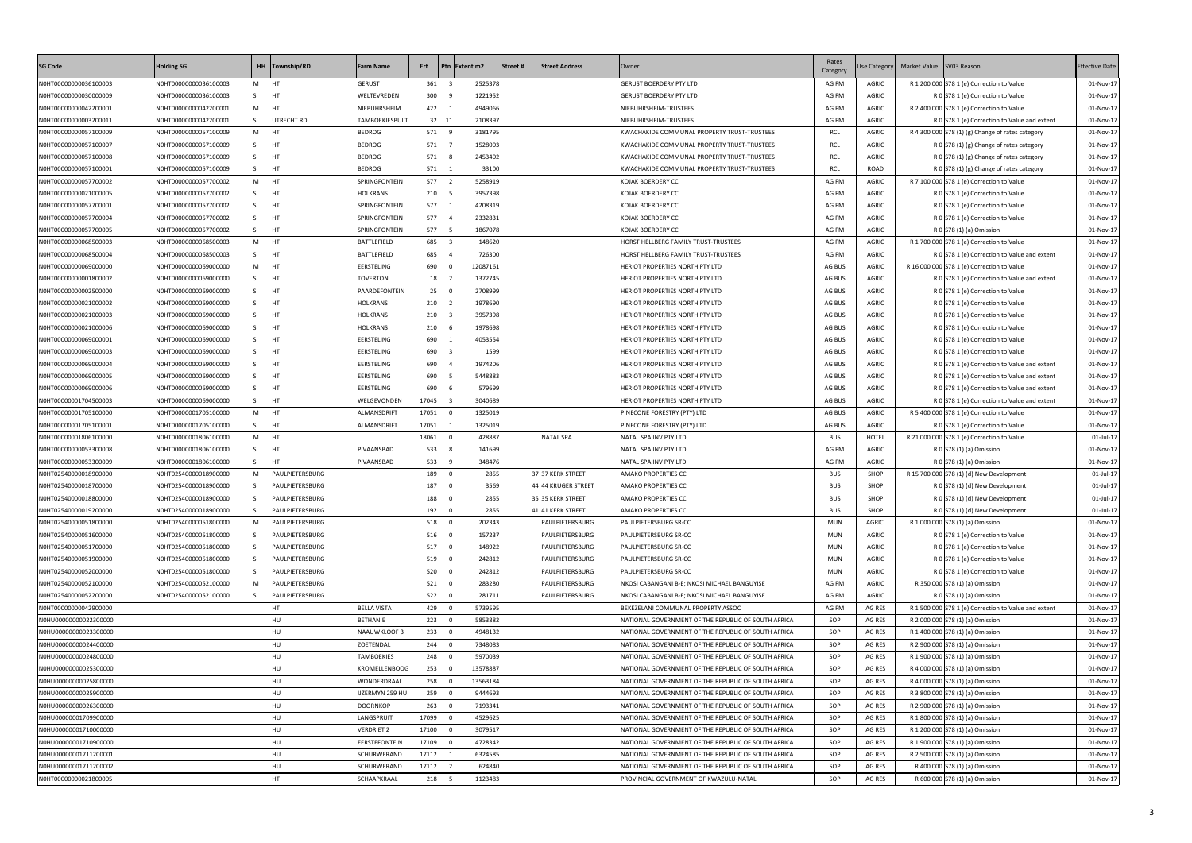| SG Code | Holding SG | HH | Township/RD | Farm Name | Erf | Ptn | Extent m2 | Street # | Street Address | Owner | Rates Category | Use Category | Market Value | SV03 Reason | Effective Date |
|---|---|---|---|---|---|---|---|---|---|---|---|---|---|---|---|
| N0HT00000000036100003 | N0HT00000000036100003 | M | HT | GERUST | 361 | 3 | 2525378 | | | GERUST BOERDERY PTY LTD | AG FM | AGRIC | R 1 200 000 | S78 1 (e) Correction to Value | 01-Nov-17 |
| N0HT00000000030000009 | N0HT00000000036100003 | S | HT | WELTEVREDEN | 300 | 9 | 1221952 | | | GERUST BOERDERY PTY LTD | AG FM | AGRIC | R 0 | S78 1 (e) Correction to Value | 01-Nov-17 |
| N0HT00000000042200001 | N0HT00000000042200001 | M | HT | NIEBUHRSHEIM | 422 | 1 | 4949066 | | | NIEBUHRSHEIM-TRUSTEES | AG FM | AGRIC | R 2 400 000 | S78 1 (e) Correction to Value | 01-Nov-17 |
| N0HT00000000003200011 | N0HT00000000042200001 | S | UTRECHT RD | TAMBOEKIESBULT | 32 | 11 | 2108397 | | | NIEBUHRSHEIM-TRUSTEES | AG FM | AGRIC | R 0 | S78 1 (e) Correction to Value and extent | 01-Nov-17 |
| N0HT00000000057100009 | N0HT00000000057100009 | M | HT | BEDROG | 571 | 9 | 3181795 | | | KWACHAKIDE COMMUNAL PROPERTY TRUST-TRUSTEES | RCL | AGRIC | R 4 300 000 | S78 (1) (g) Change of rates category | 01-Nov-17 |
| N0HT00000000057100007 | N0HT00000000057100009 | S | HT | BEDROG | 571 | 7 | 1528003 | | | KWACHAKIDE COMMUNAL PROPERTY TRUST-TRUSTEES | RCL | AGRIC | R 0 | S78 (1) (g) Change of rates category | 01-Nov-17 |
| N0HT00000000057100008 | N0HT00000000057100009 | S | HT | BEDROG | 571 | 8 | 2453402 | | | KWACHAKIDE COMMUNAL PROPERTY TRUST-TRUSTEES | RCL | AGRIC | R 0 | S78 (1) (g) Change of rates category | 01-Nov-17 |
| N0HT00000000057100001 | N0HT00000000057100009 | S | HT | BEDROG | 571 | 1 | 33100 | | | KWACHAKIDE COMMUNAL PROPERTY TRUST-TRUSTEES | RCL | ROAD | R 0 | S78 (1) (g) Change of rates category | 01-Nov-17 |
| N0HT00000000057700002 | N0HT00000000057700002 | M | HT | SPRINGFONTEIN | 577 | 2 | 5258919 | | | KOJAK BOERDERY CC | AG FM | AGRIC | R 7 100 000 | S78 1 (e) Correction to Value | 01-Nov-17 |
| N0HT00000000021000005 | N0HT00000000057700002 | S | HT | HOLKRANS | 210 | 5 | 3957398 | | | KOJAK BOERDERY CC | AG FM | AGRIC | R 0 | S78 1 (e) Correction to Value | 01-Nov-17 |
| N0HT00000000057700001 | N0HT00000000057700002 | S | HT | SPRINGFONTEIN | 577 | 1 | 4208319 | | | KOJAK BOERDERY CC | AG FM | AGRIC | R 0 | S78 1 (e) Correction to Value | 01-Nov-17 |
| N0HT00000000057700004 | N0HT00000000057700002 | S | HT | SPRINGFONTEIN | 577 | 4 | 2332831 | | | KOJAK BOERDERY CC | AG FM | AGRIC | R 0 | S78 1 (e) Correction to Value | 01-Nov-17 |
| N0HT00000000057700005 | N0HT00000000057700002 | S | HT | SPRINGFONTEIN | 577 | 5 | 1867078 | | | KOJAK BOERDERY CC | AG FM | AGRIC | R 0 | S78 (1) (a) Omission | 01-Nov-17 |
| N0HT00000000068500003 | N0HT00000000068500003 | M | HT | BATTLEFIELD | 685 | 3 | 148620 | | | HORST HELLBERG FAMILY TRUST-TRUSTEES | AG FM | AGRIC | R 1 700 000 | S78 1 (e) Correction to Value | 01-Nov-17 |
| N0HT00000000068500004 | N0HT00000000068500003 | S | HT | BATTLEFIELD | 685 | 4 | 726300 | | | HORST HELLBERG FAMILY TRUST-TRUSTEES | AG FM | AGRIC | R 0 | S78 1 (e) Correction to Value and extent | 01-Nov-17 |
| N0HT00000000069000000 | N0HT00000000069000000 | M | HT | EERSTELING | 690 | 0 | 12087161 | | | HERIOT PROPERTIES NORTH PTY LTD | AG BUS | AGRIC | R 16 000 000 | S78 1 (e) Correction to Value | 01-Nov-17 |
| N0HT00000000001800002 | N0HT00000000069000000 | S | HT | TOVERTON | 18 | 2 | 1372745 | | | HERIOT PROPERTIES NORTH PTY LTD | AG BUS | AGRIC | R 0 | S78 1 (e) Correction to Value and extent | 01-Nov-17 |
| N0HT00000000002500000 | N0HT00000000069000000 | S | HT | PAARDEFONTEIN | 25 | 0 | 2708999 | | | HERIOT PROPERTIES NORTH PTY LTD | AG BUS | AGRIC | R 0 | S78 1 (e) Correction to Value | 01-Nov-17 |
| N0HT00000000021000002 | N0HT00000000069000000 | S | HT | HOLKRANS | 210 | 2 | 1978690 | | | HERIOT PROPERTIES NORTH PTY LTD | AG BUS | AGRIC | R 0 | S78 1 (e) Correction to Value | 01-Nov-17 |
| N0HT00000000021000003 | N0HT00000000069000000 | S | HT | HOLKRANS | 210 | 3 | 3957398 | | | HERIOT PROPERTIES NORTH PTY LTD | AG BUS | AGRIC | R 0 | S78 1 (e) Correction to Value | 01-Nov-17 |
| N0HT00000000021000006 | N0HT00000000069000000 | S | HT | HOLKRANS | 210 | 6 | 1978698 | | | HERIOT PROPERTIES NORTH PTY LTD | AG BUS | AGRIC | R 0 | S78 1 (e) Correction to Value | 01-Nov-17 |
| N0HT00000000069000001 | N0HT00000000069000000 | S | HT | EERSTELING | 690 | 1 | 4053554 | | | HERIOT PROPERTIES NORTH PTY LTD | AG BUS | AGRIC | R 0 | S78 1 (e) Correction to Value | 01-Nov-17 |
| N0HT00000000069000003 | N0HT00000000069000000 | S | HT | EERSTELING | 690 | 3 | 1599 | | | HERIOT PROPERTIES NORTH PTY LTD | AG BUS | AGRIC | R 0 | S78 1 (e) Correction to Value | 01-Nov-17 |
| N0HT00000000069000004 | N0HT00000000069000000 | S | HT | EERSTELING | 690 | 4 | 1974206 | | | HERIOT PROPERTIES NORTH PTY LTD | AG BUS | AGRIC | R 0 | S78 1 (e) Correction to Value and extent | 01-Nov-17 |
| N0HT00000000069000005 | N0HT00000000069000000 | S | HT | EERSTELING | 690 | 5 | 5448883 | | | HERIOT PROPERTIES NORTH PTY LTD | AG BUS | AGRIC | R 0 | S78 1 (e) Correction to Value and extent | 01-Nov-17 |
| N0HT00000000069000006 | N0HT00000000069000000 | S | HT | EERSTELING | 690 | 6 | 579699 | | | HERIOT PROPERTIES NORTH PTY LTD | AG BUS | AGRIC | R 0 | S78 1 (e) Correction to Value and extent | 01-Nov-17 |
| N0HT00000001704500003 | N0HT00000000069000000 | S | HT | WELGEVONDEN | 17045 | 3 | 3040689 | | | HERIOT PROPERTIES NORTH PTY LTD | AG BUS | AGRIC | R 0 | S78 1 (e) Correction to Value and extent | 01-Nov-17 |
| N0HT00000001705100000 | N0HT00000001705100000 | M | HT | ALMANSDRIFT | 17051 | 0 | 1325019 | | | PINECONE FORESTRY (PTY) LTD | AG BUS | AGRIC | R 5 400 000 | S78 1 (e) Correction to Value | 01-Nov-17 |
| N0HT00000001705100001 | N0HT00000001705100000 | S | HT | ALMANSDRIFT | 17051 | 1 | 1325019 | | | PINECONE FORESTRY (PTY) LTD | AG BUS | AGRIC | R 0 | S78 1 (e) Correction to Value | 01-Nov-17 |
| N0HT00000001806100000 | N0HT00000001806100000 | M | HT | | 18061 | 0 | 428887 | | NATAL SPA | NATAL SPA INV PTY LTD | BUS | HOTEL | R 21 000 000 | S78 1 (e) Correction to Value | 01-Jul-17 |
| N0HT00000000053300008 | N0HT00000001806100000 | S | HT | PIVAANSBAD | 533 | 8 | 141699 | | | NATAL SPA INV PTY LTD | AG FM | AGRIC | R 0 | S78 (1) (a) Omission | 01-Nov-17 |
| N0HT00000000053300009 | N0HT00000001806100000 | S | HT | PIVAANSBAD | 533 | 9 | 348476 | | | NATAL SPA INV PTY LTD | AG FM | AGRIC | R 0 | S78 (1) (a) Omission | 01-Nov-17 |
| N0HT02540000018900000 | N0HT02540000018900000 | M | PAULPIETERSBURG | | 189 | 0 | 2855 | | 37 37 KERK STREET | AMAKO PROPERTIES CC | BUS | SHOP | R 15 700 000 | S78 (1) (d) New Development | 01-Jul-17 |
| N0HT02540000018700000 | N0HT02540000018900000 | S | PAULPIETERSBURG | | 187 | 0 | 3569 | | 44 44 KRUGER STREET | AMAKO PROPERTIES CC | BUS | SHOP | R 0 | S78 (1) (d) New Development | 01-Jul-17 |
| N0HT02540000018800000 | N0HT02540000018900000 | S | PAULPIETERSBURG | | 188 | 0 | 2855 | | 35 35 KERK STREET | AMAKO PROPERTIES CC | BUS | SHOP | R 0 | S78 (1) (d) New Development | 01-Jul-17 |
| N0HT02540000019200000 | N0HT02540000018900000 | S | PAULPIETERSBURG | | 192 | 0 | 2855 | | 41 41 KERK STREET | AMAKO PROPERTIES CC | BUS | SHOP | R 0 | S78 (1) (d) New Development | 01-Jul-17 |
| N0HT02540000051800000 | N0HT02540000051800000 | M | PAULPIETERSBURG | | 518 | 0 | 202343 | | PAULPIETERSBURG | PAULPIETERSBURG SR-CC | MUN | AGRIC | R 1 000 000 | S78 (1) (a) Omission | 01-Nov-17 |
| N0HT02540000051600000 | N0HT02540000051800000 | S | PAULPIETERSBURG | | 516 | 0 | 157237 | | PAULPIETERSBURG | PAULPIETERSBURG SR-CC | MUN | AGRIC | R 0 | S78 1 (e) Correction to Value | 01-Nov-17 |
| N0HT02540000051700000 | N0HT02540000051800000 | S | PAULPIETERSBURG | | 517 | 0 | 148922 | | PAULPIETERSBURG | PAULPIETERSBURG SR-CC | MUN | AGRIC | R 0 | S78 1 (e) Correction to Value | 01-Nov-17 |
| N0HT02540000051900000 | N0HT02540000051800000 | S | PAULPIETERSBURG | | 519 | 0 | 242812 | | PAULPIETERSBURG | PAULPIETERSBURG SR-CC | MUN | AGRIC | R 0 | S78 1 (e) Correction to Value | 01-Nov-17 |
| N0HT02540000052000000 | N0HT02540000051800000 | S | PAULPIETERSBURG | | 520 | 0 | 242812 | | PAULPIETERSBURG | PAULPIETERSBURG SR-CC | MUN | AGRIC | R 0 | S78 1 (e) Correction to Value | 01-Nov-17 |
| N0HT02540000052100000 | N0HT02540000052100000 | M | PAULPIETERSBURG | | 521 | 0 | 283280 | | PAULPIETERSBURG | NKOSI CABANGANI B-E; NKOSI MICHAEL BANGUYISE | AG FM | AGRIC | R 350 000 | S78 (1) (a) Omission | 01-Nov-17 |
| N0HT02540000052200000 | N0HT02540000052100000 | S | PAULPIETERSBURG | | 522 | 0 | 281711 | | PAULPIETERSBURG | NKOSI CABANGANI B-E; NKOSI MICHAEL BANGUYISE | AG FM | AGRIC | R 0 | S78 (1) (a) Omission | 01-Nov-17 |
| N0HT00000000042900000 | | | HT | BELLA VISTA | 429 | 0 | 5739595 | | | BEKEZELANI COMMUNAL PROPERTY ASSOC | AG FM | AG RES | R 1 500 000 | S78 1 (e) Correction to Value and extent | 01-Nov-17 |
| N0HU00000000022300000 | | | HU | BETHANIE | 223 | 0 | 5853882 | | | NATIONAL GOVERNMENT OF THE REPUBLIC OF SOUTH AFRICA | SOP | AG RES | R 2 000 000 | S78 (1) (a) Omission | 01-Nov-17 |
| N0HU00000000023300000 | | | HU | NAAUWKLOOF 3 | 233 | 0 | 4948132 | | | NATIONAL GOVERNMENT OF THE REPUBLIC OF SOUTH AFRICA | SOP | AG RES | R 1 400 000 | S78 (1) (a) Omission | 01-Nov-17 |
| N0HU00000000024400000 | | | HU | ZOETENDAL | 244 | 0 | 7348083 | | | NATIONAL GOVERNMENT OF THE REPUBLIC OF SOUTH AFRICA | SOP | AG RES | R 2 900 000 | S78 (1) (a) Omission | 01-Nov-17 |
| N0HU00000000024800000 | | | HU | TAMBOEKIES | 248 | 0 | 5970039 | | | NATIONAL GOVERNMENT OF THE REPUBLIC OF SOUTH AFRICA | SOP | AG RES | R 1 900 000 | S78 (1) (a) Omission | 01-Nov-17 |
| N0HU00000000025300000 | | | HU | KROMELLENBOOG | 253 | 0 | 13578887 | | | NATIONAL GOVERNMENT OF THE REPUBLIC OF SOUTH AFRICA | SOP | AG RES | R 4 000 000 | S78 (1) (a) Omission | 01-Nov-17 |
| N0HU00000000025800000 | | | HU | WONDERDRAAI | 258 | 0 | 13563184 | | | NATIONAL GOVERNMENT OF THE REPUBLIC OF SOUTH AFRICA | SOP | AG RES | R 4 000 000 | S78 (1) (a) Omission | 01-Nov-17 |
| N0HU00000000025900000 | | | HU | IJZERMYN 259 HU | 259 | 0 | 9444693 | | | NATIONAL GOVERNMENT OF THE REPUBLIC OF SOUTH AFRICA | SOP | AG RES | R 3 800 000 | S78 (1) (a) Omission | 01-Nov-17 |
| N0HU00000000026300000 | | | HU | DOORNKOP | 263 | 0 | 7193341 | | | NATIONAL GOVERNMENT OF THE REPUBLIC OF SOUTH AFRICA | SOP | AG RES | R 2 900 000 | S78 (1) (a) Omission | 01-Nov-17 |
| N0HU00000001709900000 | | | HU | LANGSPRUIT | 17099 | 0 | 4529625 | | | NATIONAL GOVERNMENT OF THE REPUBLIC OF SOUTH AFRICA | SOP | AG RES | R 1 800 000 | S78 (1) (a) Omission | 01-Nov-17 |
| N0HU00000001710000000 | | | HU | VERDRIET 2 | 17100 | 0 | 3079517 | | | NATIONAL GOVERNMENT OF THE REPUBLIC OF SOUTH AFRICA | SOP | AG RES | R 1 200 000 | S78 (1) (a) Omission | 01-Nov-17 |
| N0HU00000001710900000 | | | HU | EERSTEFONTEIN | 17109 | 0 | 4728342 | | | NATIONAL GOVERNMENT OF THE REPUBLIC OF SOUTH AFRICA | SOP | AG RES | R 1 900 000 | S78 (1) (a) Omission | 01-Nov-17 |
| N0HU00000001711200001 | | | HU | SCHURWERAND | 17112 | 1 | 6324585 | | | NATIONAL GOVERNMENT OF THE REPUBLIC OF SOUTH AFRICA | SOP | AG RES | R 2 500 000 | S78 (1) (a) Omission | 01-Nov-17 |
| N0HU00000001711200002 | | | HU | SCHURWERAND | 17112 | 2 | 624840 | | | NATIONAL GOVERNMENT OF THE REPUBLIC OF SOUTH AFRICA | SOP | AG RES | R 400 000 | S78 (1) (a) Omission | 01-Nov-17 |
| N0HT00000000021800005 | | | HT | SCHAAPKRAAL | 218 | 5 | 1123483 | | | PROVINCIAL GOVERNMENT OF KWAZULU-NATAL | SOP | AG RES | R 600 000 | S78 (1) (a) Omission | 01-Nov-17 |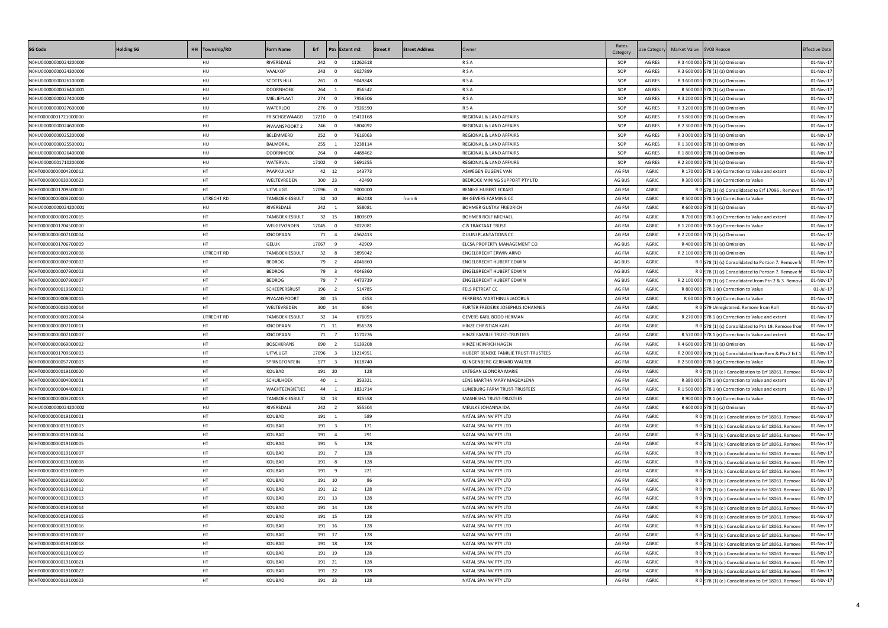| SG Code | Holding SG | HH | Township/RD | Farm Name | Erf | Ptn | Extent m2 | Street # | Street Address | Owner | Rates Category | Use Category | Market Value | SV03 Reason | Effective Date |
|---|---|---|---|---|---|---|---|---|---|---|---|---|---|---|---|
| N0HU00000000024200000 | | | HU | RIVERSDALE | 242 | 0 | 11262618 | | | R S A | SOP | AG RES | R 3 400 000 | S78 (1) (a) Omission | 01-Nov-17 |
| N0HU00000000024300000 | | | HU | VAALKOP | 243 | 0 | 9027899 | | | R S A | SOP | AG RES | R 3 600 000 | S78 (1) (a) Omission | 01-Nov-17 |
| N0HU00000000026100000 | | | HU | SCOTTS HILL | 261 | 0 | 9049848 | | | R S A | SOP | AG RES | R 3 600 000 | S78 (1) (a) Omission | 01-Nov-17 |
| N0HU00000000026400001 | | | HU | DOORNHOEK | 264 | 1 | 856542 | | | R S A | SOP | AG RES | R 500 000 | S78 (1) (a) Omission | 01-Nov-17 |
| N0HU00000000027400000 | | | HU | MIELIEPLAAT | 274 | 0 | 7956506 | | | R S A | SOP | AG RES | R 3 200 000 | S78 (1) (a) Omission | 01-Nov-17 |
| N0HU00000000027600000 | | | HU | WATERLOO | 276 | 0 | 7926590 | | | R S A | SOP | AG RES | R 3 200 000 | S78 (1) (a) Omission | 01-Nov-17 |
| N0HT00000001721000000 | | | HT | FRISCHGEWAAGD | 17210 | 0 | 19410168 | | | REGIONAL & LAND AFFAIRS | SOP | AG RES | R 5 800 000 | S78 (1) (a) Omission | 01-Nov-17 |
| N0HU00000000024600000 | | | HU | PIVAANSPOORT 2 | 246 | 0 | 5804092 | | | REGIONAL & LAND AFFAIRS | SOP | AG RES | R 2 300 000 | S78 (1) (a) Omission | 01-Nov-17 |
| N0HU00000000025200000 | | | HU | BELEMMERD | 252 | 0 | 7616063 | | | REGIONAL & LAND AFFAIRS | SOP | AG RES | R 3 000 000 | S78 (1) (a) Omission | 01-Nov-17 |
| N0HU00000000025500001 | | | HU | BALMORAL | 255 | 1 | 3238114 | | | REGIONAL & LAND AFFAIRS | SOP | AG RES | R 1 300 000 | S78 (1) (a) Omission | 01-Nov-17 |
| N0HU00000000026400000 | | | HU | DOORNHOEK | 264 | 0 | 4488462 | | | REGIONAL & LAND AFFAIRS | SOP | AG RES | R 1 800 000 | S78 (1) (a) Omission | 01-Nov-17 |
| N0HU00000001710200000 | | | HU | WATERVAL | 17102 | 0 | 5691255 | | | REGIONAL & LAND AFFAIRS | SOP | AG RES | R 2 300 000 | S78 (1) (a) Omission | 01-Nov-17 |
| N0HT00000000004200012 | | | HT | PAAPKUILVLY | 42 | 12 | 143773 | | | ASWEGEN EUGENE VAN | AG FM | AGRIC | R 170 000 | S78 1 (e) Correction to Value and extent | 01-Nov-17 |
| N0HT00000000030000023 | | | HT | WELTEVREDEN | 300 | 23 | 42490 | | | BEDROCK MINING SUPPORT PTY LTD | AG BUS | AGRIC | R 300 000 | S78 1 (e) Correction to Value | 01-Nov-17 |
| N0HT00000001709600000 | | | HT | UITVLUGT | 17096 | 0 | 9000000 | | | BENEKE HUBERT ECKART | AG FM | AGRIC | R 0 | S78 (1) (c) Consolidated to Erf 17096 . Remove | 01-Nov-17 |
| N0HT00000000003200010 | | | UTRECHT RD | TAMBOEKIESBULT | 32 | 10 | 462438 | from 6 | | BH GEVERS FARMING CC | AG FM | AGRIC | R 500 000 | S78 1 (e) Correction to Value | 01-Nov-17 |
| N0HU00000000024200001 | | | HU | RIVERSDALE | 242 | 1 | 558081 | | | BOHMER GUSTAV FRIEDRICH | AG FM | AGRIC | R 600 000 | S78 (1) (a) Omission | 01-Nov-17 |
| N0HT00000000003200015 | | | HT | TAMBOEKIESBULT | 32 | 15 | 1803609 | | | BOHMER ROLF MICHAEL | AG FM | AGRIC | R 700 000 | S78 1 (e) Correction to Value and extent | 01-Nov-17 |
| N0HT00000001704500000 | | | HT | WELGEVONDEN | 17045 | 0 | 3022081 | | | CJS TRAKTAAT TRUST | AG FM | AGRIC | R 1 200 000 | S78 1 (e) Correction to Value | 01-Nov-17 |
| N0HT00000000007100004 | | | HT | KNOOPAAN | 71 | 4 | 4562413 | | | DULINI PLANTATIONS CC | AG FM | AGRIC | R 2 200 000 | S78 (1) (a) Omission | 01-Nov-17 |
| N0HT00000001706700009 | | | HT | GELUK | 17067 | 9 | 42909 | | | ELCSA PROPERTY MANAGEMENT CO | AG BUS | AGRIC | R 400 000 | S78 (1) (a) Omission | 01-Nov-17 |
| N0HT00000000003200008 | | | UTRECHT RD | TAMBOEKIESBULT | 32 | 8 | 3895042 | | | ENGELBRECHT ERWIN ARNO | AG FM | AGRIC | R 2 100 000 | S78 (1) (a) Omission | 01-Nov-17 |
| N0HT00000000007900002 | | | HT | BEDROG | 79 | 2 | 4046860 | | | ENGELBRECHT HUBERT EDWIN | AG BUS | AGRIC | R 0 | S78 (1) (c) Consolidated to Portion 7. Remove fr | 01-Nov-17 |
| N0HT00000000007900003 | | | HT | BEDROG | 79 | 3 | 4046860 | | | ENGELBRECHT HUBERT EDWIN | AG BUS | AGRIC | R 0 | S78 (1) (c) Consolidated to Portion 7. Remove fr | 01-Nov-17 |
| N0HT00000000007900007 | | | HT | BEDROG | 79 | 7 | 4473739 | | | ENGELBRECHT HUBERT EDWIN | AG BUS | AGRIC | R 2 100 000 | S78 (1) (c) Consolidated from Ptn 2 & 3. Remov | 01-Nov-17 |
| N0HT00000000019600002 | | | HT | SCHEEPERSRUST | 196 | 2 | 514785 | | | FELS RETREAT CC | AG FM | AGRIC | R 800 000 | S78 1 (e) Correction to Value | 01-Jul-17 |
| N0HT00000000008000015 | | | HT | PIVAANSPOORT | 80 | 15 | 4353 | | | FERREIRA MARTHINUS JACOBUS | AG FM | AGRIC | R 60 000 | S78 1 (e) Correction to Value | 01-Nov-17 |
| N0HT00000000030000014 | | | HT | WELTEVREDEN | 300 | 14 | 8094 | | | FURTER FREDERIK JOSEPHUS JOHANNES | AG FM | AGRIC | R 0 | S79 Unregistered. Remove from Roll | 01-Nov-17 |
| N0HT00000000003200014 | | | UTRECHT RD | TAMBOEKIESBULT | 32 | 14 | 676093 | | | GEVERS KARL BODO HERMAN | AG FM | AGRIC | R 270 000 | S78 1 (e) Correction to Value and extent | 01-Nov-17 |
| N0HT00000000007100011 | | | HT | KNOOPAAN | 71 | 11 | 856528 | | | HINZE CHRISTIAN KARL | AG FM | AGRIC | R 0 | S78 (1) (c) Consolidated to Ptn 19. Remove from | 01-Nov-17 |
| N0HT00000000007100007 | | | HT | KNOOPAAN | 71 | 7 | 1170276 | | | HINZE FAMILIE TRUST-TRUSTEES | AG FM | AGRIC | R 570 000 | S78 1 (e) Correction to Value and extent | 01-Nov-17 |
| N0HT00000000069000002 | | | HT | BOSCHKRANS | 690 | 2 | 5139208 | | | HINZE HEINRICH HAGEN | AG FM | AGRIC | R 4 600 000 | S78 (1) (a) Omission | 01-Nov-17 |
| N0HT00000001709600003 | | | HT | UITVLUGT | 17096 | 3 | 11214951 | | | HUBERT BENEKE FAMILIE TRUST-TRUSTEES | AG FM | AGRIC | R 2 000 000 | S78 (1) (c) Consolidated from Rem & Ptn 2 Erf 1 | 01-Nov-17 |
| N0HT00000000057700003 | | | HT | SPRINGFONTEIN | 577 | 3 | 1618740 | | | KLINGENBERG GERHARD WALTER | AG FM | AGRIC | R 2 500 000 | S78 1 (e) Correction to Value | 01-Nov-17 |
| N0HT00000000019100020 | | | HT | KOUBAD | 191 | 20 | 128 | | | LATEGAN LEONORA MARIE | AG FM | AGRIC | R 0 | S78 (1) (c ) Consolidation to Erf 18061. Remove | 01-Nov-17 |
| N0HT00000000004000001 | | | HT | SCHUILHOEK | 40 | 1 | 353321 | | | LENS MARTHA MARY MAGDALENA | AG FM | AGRIC | R 380 000 | S78 1 (e) Correction to Value and extent | 01-Nov-17 |
| N0HT00000000004400001 | | | HT | WACHTEENBIETJES | 44 | 1 | 1831714 | | | LUNEBURG FARM TRUST-TRUSTEES | AG FM | AGRIC | R 1 500 000 | S78 1 (e) Correction to Value and extent | 01-Nov-17 |
| N0HT00000000003200013 | | | HT | TAMBOEKIESBULT | 32 | 13 | 825558 | | | MASHESHA TRUST-TRUSTEES | AG FM | AGRIC | R 900 000 | S78 1 (e) Correction to Value | 01-Nov-17 |
| N0HU00000000024200002 | | | HU | RIVERSDALE | 242 | 2 | 555504 | | | MEULKE JOHANNA IDA | AG FM | AGRIC | R 600 000 | S78 (1) (a) Omission | 01-Nov-17 |
| N0HT00000000019100001 | | | HT | KOUBAD | 191 | 1 | 589 | | | NATAL SPA INV PTY LTD | AG FM | AGRIC | R 0 | S78 (1) (c ) Consolidation to Erf 18061. Remove | 01-Nov-17 |
| N0HT00000000019100003 | | | HT | KOUBAD | 191 | 3 | 171 | | | NATAL SPA INV PTY LTD | AG FM | AGRIC | R 0 | S78 (1) (c ) Consolidation to Erf 18061. Remove | 01-Nov-17 |
| N0HT00000000019100004 | | | HT | KOUBAD | 191 | 4 | 291 | | | NATAL SPA INV PTY LTD | AG FM | AGRIC | R 0 | S78 (1) (c ) Consolidation to Erf 18061. Remove | 01-Nov-17 |
| N0HT00000000019100005 | | | HT | KOUBAD | 191 | 5 | 128 | | | NATAL SPA INV PTY LTD | AG FM | AGRIC | R 0 | S78 (1) (c ) Consolidation to Erf 18061. Remove | 01-Nov-17 |
| N0HT00000000019100007 | | | HT | KOUBAD | 191 | 7 | 128 | | | NATAL SPA INV PTY LTD | AG FM | AGRIC | R 0 | S78 (1) (c ) Consolidation to Erf 18061. Remove | 01-Nov-17 |
| N0HT00000000019100008 | | | HT | KOUBAD | 191 | 8 | 128 | | | NATAL SPA INV PTY LTD | AG FM | AGRIC | R 0 | S78 (1) (c ) Consolidation to Erf 18061. Remove | 01-Nov-17 |
| N0HT00000000019100009 | | | HT | KOUBAD | 191 | 9 | 221 | | | NATAL SPA INV PTY LTD | AG FM | AGRIC | R 0 | S78 (1) (c ) Consolidation to Erf 18061. Remove | 01-Nov-17 |
| N0HT00000000019100010 | | | HT | KOUBAD | 191 | 10 | 86 | | | NATAL SPA INV PTY LTD | AG FM | AGRIC | R 0 | S78 (1) (c ) Consolidation to Erf 18061. Remove | 01-Nov-17 |
| N0HT00000000019100012 | | | HT | KOUBAD | 191 | 12 | 128 | | | NATAL SPA INV PTY LTD | AG FM | AGRIC | R 0 | S78 (1) (c ) Consolidation to Erf 18061. Remove | 01-Nov-17 |
| N0HT00000000019100013 | | | HT | KOUBAD | 191 | 13 | 128 | | | NATAL SPA INV PTY LTD | AG FM | AGRIC | R 0 | S78 (1) (c ) Consolidation to Erf 18061. Remove | 01-Nov-17 |
| N0HT00000000019100014 | | | HT | KOUBAD | 191 | 14 | 128 | | | NATAL SPA INV PTY LTD | AG FM | AGRIC | R 0 | S78 (1) (c ) Consolidation to Erf 18061. Remove | 01-Nov-17 |
| N0HT00000000019100015 | | | HT | KOUBAD | 191 | 15 | 128 | | | NATAL SPA INV PTY LTD | AG FM | AGRIC | R 0 | S78 (1) (c ) Consolidation to Erf 18061. Remove | 01-Nov-17 |
| N0HT00000000019100016 | | | HT | KOUBAD | 191 | 16 | 128 | | | NATAL SPA INV PTY LTD | AG FM | AGRIC | R 0 | S78 (1) (c ) Consolidation to Erf 18061. Remove | 01-Nov-17 |
| N0HT00000000019100017 | | | HT | KOUBAD | 191 | 17 | 128 | | | NATAL SPA INV PTY LTD | AG FM | AGRIC | R 0 | S78 (1) (c ) Consolidation to Erf 18061. Remove | 01-Nov-17 |
| N0HT00000000019100018 | | | HT | KOUBAD | 191 | 18 | 128 | | | NATAL SPA INV PTY LTD | AG FM | AGRIC | R 0 | S78 (1) (c ) Consolidation to Erf 18061. Remove | 01-Nov-17 |
| N0HT00000000019100019 | | | HT | KOUBAD | 191 | 19 | 128 | | | NATAL SPA INV PTY LTD | AG FM | AGRIC | R 0 | S78 (1) (c ) Consolidation to Erf 18061. Remove | 01-Nov-17 |
| N0HT00000000019100021 | | | HT | KOUBAD | 191 | 21 | 128 | | | NATAL SPA INV PTY LTD | AG FM | AGRIC | R 0 | S78 (1) (c ) Consolidation to Erf 18061. Remove | 01-Nov-17 |
| N0HT00000000019100022 | | | HT | KOUBAD | 191 | 22 | 128 | | | NATAL SPA INV PTY LTD | AG FM | AGRIC | R 0 | S78 (1) (c ) Consolidation to Erf 18061. Remove | 01-Nov-17 |
| N0HT00000000019100023 | | | HT | KOUBAD | 191 | 23 | 128 | | | NATAL SPA INV PTY LTD | AG FM | AGRIC | R 0 | S78 (1) (c ) Consolidation to Erf 18061. Remove | 01-Nov-17 |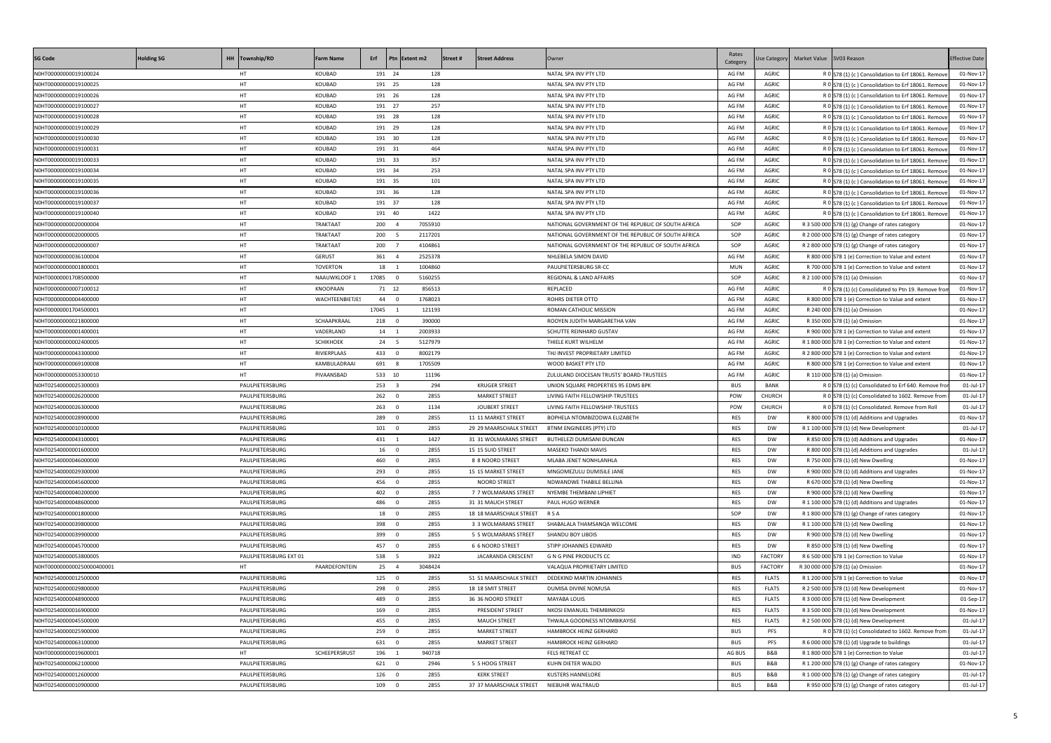| SG Code | Holding SG | HH | Township/RD | Farm Name | Erf | Ptn | Extent m2 | Street # | Street Address | Owner | Rates Category | Use Category | Market Value | SV03 Reason | Effective Date |
|---|---|---|---|---|---|---|---|---|---|---|---|---|---|---|---|
| N0HT00000000019100024 | | | HT | KOUBAD | 191 | 24 | 128 | | | NATAL SPA INV PTY LTD | AG FM | AGRIC | R 0 | S78 (1) (c ) Consolidation to Erf 18061. Remove | 01-Nov-17 |
| N0HT00000000019100025 | | | HT | KOUBAD | 191 | 25 | 128 | | | NATAL SPA INV PTY LTD | AG FM | AGRIC | R 0 | S78 (1) (c ) Consolidation to Erf 18061. Remove | 01-Nov-17 |
| N0HT00000000019100026 | | | HT | KOUBAD | 191 | 26 | 128 | | | NATAL SPA INV PTY LTD | AG FM | AGRIC | R 0 | S78 (1) (c ) Consolidation to Erf 18061. Remove | 01-Nov-17 |
| N0HT00000000019100027 | | | HT | KOUBAD | 191 | 27 | 257 | | | NATAL SPA INV PTY LTD | AG FM | AGRIC | R 0 | S78 (1) (c ) Consolidation to Erf 18061. Remove | 01-Nov-17 |
| N0HT00000000019100028 | | | HT | KOUBAD | 191 | 28 | 128 | | | NATAL SPA INV PTY LTD | AG FM | AGRIC | R 0 | S78 (1) (c ) Consolidation to Erf 18061. Remove | 01-Nov-17 |
| N0HT00000000019100029 | | | HT | KOUBAD | 191 | 29 | 128 | | | NATAL SPA INV PTY LTD | AG FM | AGRIC | R 0 | S78 (1) (c ) Consolidation to Erf 18061. Remove | 01-Nov-17 |
| N0HT00000000019100030 | | | HT | KOUBAD | 191 | 30 | 128 | | | NATAL SPA INV PTY LTD | AG FM | AGRIC | R 0 | S78 (1) (c ) Consolidation to Erf 18061. Remove | 01-Nov-17 |
| N0HT00000000019100031 | | | HT | KOUBAD | 191 | 31 | 464 | | | NATAL SPA INV PTY LTD | AG FM | AGRIC | R 0 | S78 (1) (c ) Consolidation to Erf 18061. Remove | 01-Nov-17 |
| N0HT00000000019100033 | | | HT | KOUBAD | 191 | 33 | 357 | | | NATAL SPA INV PTY LTD | AG FM | AGRIC | R 0 | S78 (1) (c ) Consolidation to Erf 18061. Remove | 01-Nov-17 |
| N0HT00000000019100034 | | | HT | KOUBAD | 191 | 34 | 253 | | | NATAL SPA INV PTY LTD | AG FM | AGRIC | R 0 | S78 (1) (c ) Consolidation to Erf 18061. Remove | 01-Nov-17 |
| N0HT00000000019100035 | | | HT | KOUBAD | 191 | 35 | 101 | | | NATAL SPA INV PTY LTD | AG FM | AGRIC | R 0 | S78 (1) (c ) Consolidation to Erf 18061. Remove | 01-Nov-17 |
| N0HT00000000019100036 | | | HT | KOUBAD | 191 | 36 | 128 | | | NATAL SPA INV PTY LTD | AG FM | AGRIC | R 0 | S78 (1) (c ) Consolidation to Erf 18061. Remove | 01-Nov-17 |
| N0HT00000000019100037 | | | HT | KOUBAD | 191 | 37 | 128 | | | NATAL SPA INV PTY LTD | AG FM | AGRIC | R 0 | S78 (1) (c ) Consolidation to Erf 18061. Remove | 01-Nov-17 |
| N0HT00000000019100040 | | | HT | KOUBAD | 191 | 40 | 1422 | | | NATAL SPA INV PTY LTD | AG FM | AGRIC | R 0 | S78 (1) (c ) Consolidation to Erf 18061. Remove | 01-Nov-17 |
| N0HT00000000020000004 | | | HT | TRAKTAAT | 200 | 4 | 7055910 | | | NATIONAL GOVERNMENT OF THE REPUBLIC OF SOUTH AFRICA | SOP | AGRIC | R 3 500 000 | S78 (1) (g) Change of rates category | 01-Nov-17 |
| N0HT00000000020000005 | | | HT | TRAKTAAT | 200 | 5 | 2117201 | | | NATIONAL GOVERNMENT OF THE REPUBLIC OF SOUTH AFRICA | SOP | AGRIC | R 2 000 000 | S78 (1) (g) Change of rates category | 01-Nov-17 |
| N0HT00000000020000007 | | | HT | TRAKTAAT | 200 | 7 | 4104861 | | | NATIONAL GOVERNMENT OF THE REPUBLIC OF SOUTH AFRICA | SOP | AGRIC | R 2 800 000 | S78 (1) (g) Change of rates category | 01-Nov-17 |
| N0HT00000000036100004 | | | HT | GERUST | 361 | 4 | 2525378 | | | NHLEBELA SIMON DAVID | AG FM | AGRIC | R 800 000 | S78 1 (e) Correction to Value and extent | 01-Nov-17 |
| N0HT00000000001800001 | | | HT | TOVERTON | 18 | 1 | 1004860 | | | PAULPIETERSBURG SR-CC | MUN | AGRIC | R 700 000 | S78 1 (e) Correction to Value and extent | 01-Nov-17 |
| N0HT00000001708500000 | | | HT | NAAUWKLOOF 1 | 17085 | 0 | 5160255 | | | REGIONAL & LAND AFFAIRS | SOP | AGRIC | R 2 100 000 | S78 (1) (a) Omission | 01-Nov-17 |
| N0HT00000000007100012 | | | HT | KNOOPAAN | 71 | 12 | 856513 | | | REPLACED | AG FM | AGRIC | R 0 | S78 (1) (c) Consolidated to Ptn 19. Remove fron | 01-Nov-17 |
| N0HT00000000004400000 | | | HT | WACHTEENBIETJES | 44 | 0 | 1768023 | | | ROHRS DIETER OTTO | AG FM | AGRIC | R 800 000 | S78 1 (e) Correction to Value and extent | 01-Nov-17 |
| N0HT00000001704500001 | | | HT | | 17045 | 1 | 121193 | | | ROMAN CATHOLIC MISSION | AG FM | AGRIC | R 240 000 | S78 (1) (a) Omission | 01-Nov-17 |
| N0HT00000000021800000 | | | HT | SCHAAPKRAAL | 218 | 0 | 390000 | | | ROOYEN JUDITH MARGARETHA VAN | AG FM | AGRIC | R 350 000 | S78 (1) (a) Omission | 01-Nov-17 |
| N0HT00000000001400001 | | | HT | VADERLAND | 14 | 1 | 2003933 | | | SCHUTTE REINHARD GUSTAV | AG FM | AGRIC | R 900 000 | S78 1 (e) Correction to Value and extent | 01-Nov-17 |
| N0HT00000000002400005 | | | HT | SCHIKHOEK | 24 | 5 | 5127979 | | | THIELE KURT WILHELM | AG FM | AGRIC | R 1 800 000 | S78 1 (e) Correction to Value and extent | 01-Nov-17 |
| N0HT00000000043300000 | | | HT | RIVIERPLAAS | 433 | 0 | 8002179 | | | THJ INVEST PROPRIETARY LIMITED | AG FM | AGRIC | R 2 800 000 | S78 1 (e) Correction to Value and extent | 01-Nov-17 |
| N0HT00000000069100008 | | | HT | KAMBULADRAAI | 691 | 8 | 1705509 | | | WOOD BASKET PTY LTD | AG FM | AGRIC | R 800 000 | S78 1 (e) Correction to Value and extent | 01-Nov-17 |
| N0HT00000000053300010 | | | HT | PIVAANSBAD | 533 | 10 | 11196 | | | ZULULAND DIOCESAN TRUSTS' BOARD-TRUSTEES | AG FM | AGRIC | R 110 000 | S78 (1) (a) Omission | 01-Nov-17 |
| N0HT02540000025300003 | | | PAULPIETERSBURG | | 253 | 3 | 294 | | KRUGER STREET | UNION SQUARE PROPERTIES 95 EDMS BPK | BUS | BANK | R 0 | S78 (1) (c) Consolidated to Erf 640. Remove fror | 01-Jul-17 |
| N0HT02540000026200000 | | | PAULPIETERSBURG | | 262 | 0 | 2855 | | MARKET STREET | LIVING FAITH FELLOWSHIP-TRUSTEES | POW | CHURCH | R 0 | S78 (1) (c) Consolidated to 1602. Remove from | 01-Jul-17 |
| N0HT02540000026300000 | | | PAULPIETERSBURG | | 263 | 0 | 1134 | | JOUBERT STREET | LIVING FAITH FELLOWSHIP-TRUSTEES | POW | CHURCH | R 0 | S78 (1) (c) Consolidated. Remove from Roll | 01-Jul-17 |
| N0HT02540000028900000 | | | PAULPIETERSBURG | | 289 | 0 | 2855 | | 11 11 MARKET STREET | BOPHELA NTOMBIZODWA ELIZABETH | RES | DW | R 800 000 | S78 (1) (d) Additions and Upgrades | 01-Nov-17 |
| N0HT02540000010100000 | | | PAULPIETERSBURG | | 101 | 0 | 2855 | | 29 29 MAARSCHALK STREET | BTNM ENGINEERS (PTY) LTD | RES | DW | R 1 100 000 | S78 (1) (d) New Development | 01-Jul-17 |
| N0HT02540000043100001 | | | PAULPIETERSBURG | | 431 | 1 | 1427 | | 31 31 WOLMARANS STREET | BUTHELEZI DUMISANI DUNCAN | RES | DW | R 850 000 | S78 (1) (d) Additions and Upgrades | 01-Nov-17 |
| N0HT02540000001600000 | | | PAULPIETERSBURG | | 16 | 0 | 2855 | | 15 15 SUID STREET | MASEKO THANDI MAVIS | RES | DW | R 800 000 | S78 (1) (d) Additions and Upgrades | 01-Jul-17 |
| N0HT02540000046000000 | | | PAULPIETERSBURG | | 460 | 0 | 2855 | | 8 8 NOORD STREET | MLABA JENET NONHLANHLA | RES | DW | R 750 000 | S78 (1) (d) New Dwelling | 01-Nov-17 |
| N0HT02540000029300000 | | | PAULPIETERSBURG | | 293 | 0 | 2855 | | 15 15 MARKET STREET | MNGOMEZULU DUMISILE JANE | RES | DW | R 900 000 | S78 (1) (d) Additions and Upgrades | 01-Nov-17 |
| N0HT02540000045600000 | | | PAULPIETERSBURG | | 456 | 0 | 2855 | | NOORD STREET | NDWANDWE THABILE BELLINA | RES | DW | R 670 000 | S78 (1) (d) New Dwelling | 01-Nov-17 |
| N0HT02540000040200000 | | | PAULPIETERSBURG | | 402 | 0 | 2855 | | 7 7 WOLMARANS STREET | NYEMBE THEMBANI LIPHIET | RES | DW | R 900 000 | S78 (1) (d) New Dwelling | 01-Nov-17 |
| N0HT02540000048600000 | | | PAULPIETERSBURG | | 486 | 0 | 2855 | | 31 31 MAUCH STREET | PAUL HUGO WERNER | RES | DW | R 1 100 000 | S78 (1) (d) Additions and Upgrades | 01-Nov-17 |
| N0HT02540000001800000 | | | PAULPIETERSBURG | | 18 | 0 | 2855 | | 18 18 MAARSCHALK STREET | R S A | SOP | DW | R 1 800 000 | S78 (1) (g) Change of rates category | 01-Nov-17 |
| N0HT02540000039800000 | | | PAULPIETERSBURG | | 398 | 0 | 2855 | | 3 3 WOLMARANS STREET | SHABALALA THAMSANQA WELCOME | RES | DW | R 1 100 000 | S78 (1) (d) New Dwelling | 01-Nov-17 |
| N0HT02540000039900000 | | | PAULPIETERSBURG | | 399 | 0 | 2855 | | 5 5 WOLMARANS STREET | SHANDU BOY LIBOIS | RES | DW | R 900 000 | S78 (1) (d) New Dwelling | 01-Nov-17 |
| N0HT02540000045700000 | | | PAULPIETERSBURG | | 457 | 0 | 2855 | | 6 6 NOORD STREET | STIPP JOHANNES EDWARD | RES | DW | R 850 000 | S78 (1) (d) New Dwelling | 01-Nov-17 |
| N0HT02540000053800005 | | | PAULPIETERSBURG EXT 01 | | 538 | 5 | 3922 | | JACARANDA CRESCENT | G N G PINE PRODUCTS CC | IND | FACTORY | R 6 500 000 | S78 1 (e) Correction to Value | 01-Nov-17 |
| N0HT000000000250000400001 | | | HT | PAARDEFONTEIN | 25 | 4 | 3048424 | | | VALAQUA PROPRIETARY LIMITED | BUS | FACTORY | R 30 000 000 | S78 (1) (a) Omission | 01-Nov-17 |
| N0HT02540000012500000 | | | PAULPIETERSBURG | | 125 | 0 | 2855 | | 51 51 MAARSCHALK STREET | DEDEKIND MARTIN JOHANNES | RES | FLATS | R 1 200 000 | S78 1 (e) Correction to Value | 01-Nov-17 |
| N0HT02540000029800000 | | | PAULPIETERSBURG | | 298 | 0 | 2855 | | 18 18 SMIT STREET | DUMISA DIVINE NOMUSA | RES | FLATS | R 2 500 000 | S78 (1) (d) New Development | 01-Nov-17 |
| N0HT02540000048900000 | | | PAULPIETERSBURG | | 489 | 0 | 2855 | | 36 36 NOORD STREET | MAYABA LOUIS | RES | FLATS | R 3 000 000 | S78 (1) (d) New Development | 01-Sep-17 |
| N0HT02540000016900000 | | | PAULPIETERSBURG | | 169 | 0 | 2855 | | PRESIDENT STREET | NKOSI EMANUEL THEMBINKOSI | RES | FLATS | R 3 500 000 | S78 (1) (d) New Development | 01-Nov-17 |
| N0HT02540000045500000 | | | PAULPIETERSBURG | | 455 | 0 | 2855 | | MAUCH STREET | THWALA GOODNESS NTOMBIKAYISE | RES | FLATS | R 2 500 000 | S78 (1) (d) New Development | 01-Jul-17 |
| N0HT02540000025900000 | | | PAULPIETERSBURG | | 259 | 0 | 2855 | | MARKET STREET | HAMBROCK HEINZ GERHARD | BUS | PFS | R 0 | S78 (1) (c) Consolidated to 1602. Remove from | 01-Jul-17 |
| N0HT02540000063100000 | | | PAULPIETERSBURG | | 631 | 0 | 2855 | | MARKET STREET | HAMBROCK HEINZ GERHARD | BUS | PFS | R 6 000 000 | S78 (1) (d) Upgrade to buildings | 01-Jul-17 |
| N0HT00000000019600001 | | | HT | SCHEEPERSRUST | 196 | 1 | 940718 | | | FELS RETREAT CC | AG BUS | B&B | R 1 800 000 | S78 1 (e) Correction to Value | 01-Jul-17 |
| N0HT02540000062100000 | | | PAULPIETERSBURG | | 621 | 0 | 2946 | | 5 5 HOOG STREET | KUHN DIETER WALDO | BUS | B&B | R 1 200 000 | S78 (1) (g) Change of rates category | 01-Nov-17 |
| N0HT02540000012600000 | | | PAULPIETERSBURG | | 126 | 0 | 2855 | | KERK STREET | KUSTERS HANNELORE | BUS | B&B | R 1 000 000 | S78 (1) (g) Change of rates category | 01-Jul-17 |
| N0HT02540000010900000 | | | PAULPIETERSBURG | | 109 | 0 | 2855 | | 37 37 MAARSCHALK STREET | NIEBUHR WALTRAUD | BUS | B&B | R 950 000 | S78 (1) (g) Change of rates category | 01-Jul-17 |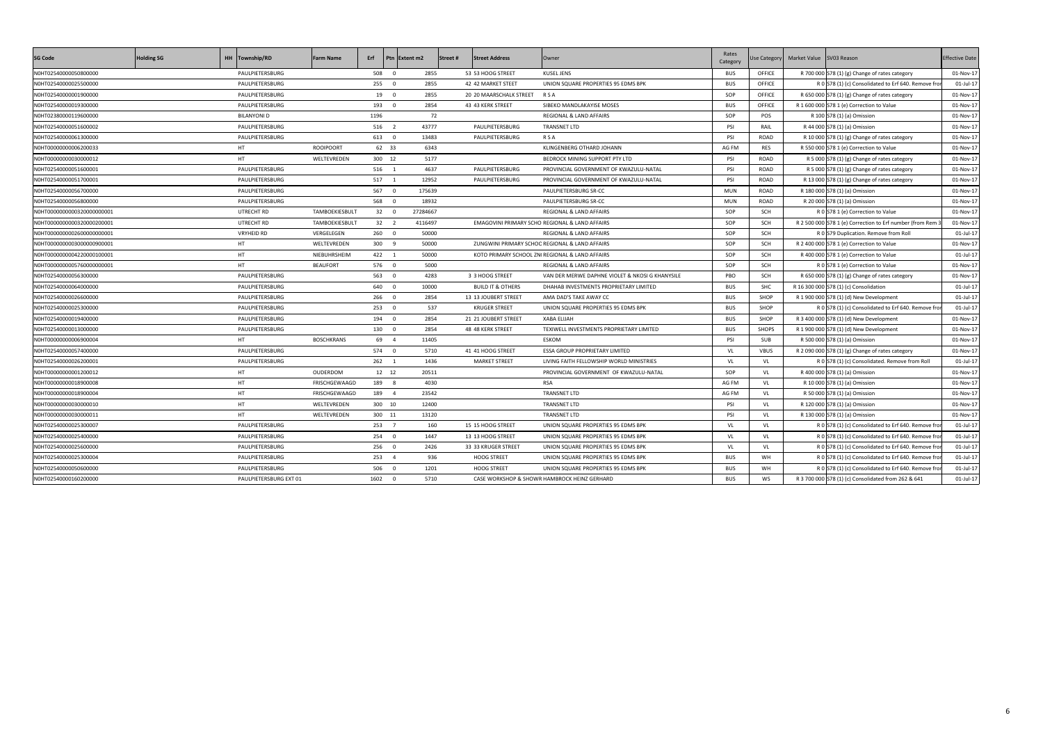| SG Code | Holding SG | HH | Township/RD | Farm Name | Erf | Ptn | Extent m2 | Street # | Street Address | Owner | Rates Category | Use Category | Market Value | SV03 Reason | Effective Date |
|---|---|---|---|---|---|---|---|---|---|---|---|---|---|---|---|
| N0HT02540000050800000 | | | PAULPIETERSBURG | | 508 | 0 | 2855 | | 53 53 HOOG STREET | KUSEL JENS | BUS | OFFICE | R 700 000 | S78 (1) (g) Change of rates category | 01-Nov-17 |
| N0HT02540000025500000 | | | PAULPIETERSBURG | | 255 | 0 | 2855 | | 42 42 MARKET STEET | UNION SQUARE PROPERTIES 95 EDMS BPK | BUS | OFFICE | R 0 | S78 (1) (c) Consolidated to Erf 640. Remove fro | 01-Jul-17 |
| N0HT02540000001900000 | | | PAULPIETERSBURG | | 19 | 0 | 2855 | | 20 20 MAARSCHALK STREET | R S A | SOP | OFFICE | R 650 000 | S78 (1) (g) Change of rates category | 01-Nov-17 |
| N0HT02540000019300000 | | | PAULPIETERSBURG | | 193 | 0 | 2854 | | 43 43 KERK STREET | SIBEKO MANDLAKAYISE MOSES | BUS | OFFICE | R 1 600 000 | S78 1 (e) Correction to Value | 01-Nov-17 |
| N0HT02380000119600000 | | | BILANYONI D | | 1196 | | 72 | | | REGIONAL & LAND AFFAIRS | SOP | POS | R 100 | S78 (1) (a) Omission | 01-Nov-17 |
| N0HT02540000051600002 | | | PAULPIETERSBURG | | 516 | 2 | 43777 | | PAULPIETERSBURG | TRANSNET LTD | PSI | RAIL | R 44 000 | S78 (1) (a) Omission | 01-Nov-17 |
| N0HT02540000061300000 | | | PAULPIETERSBURG | | 613 | 0 | 13483 | | PAULPIETERSBURG | R S A | PSI | ROAD | R 10 000 | S78 (1) (g) Change of rates category | 01-Nov-17 |
| N0HT00000000006200033 | | | HT | ROOIPOORT | 62 | 33 | 6343 | | | KLINGENBERG OTHARD JOHANN | AG FM | RES | R 550 000 | S78 1 (e) Correction to Value | 01-Nov-17 |
| N0HT00000000030000012 | | | HT | WELTEVREDEN | 300 | 12 | 5177 | | | BEDROCK MINING SUPPORT PTY LTD | PSI | ROAD | R 5 000 | S78 (1) (g) Change of rates category | 01-Nov-17 |
| N0HT02540000051600001 | | | PAULPIETERSBURG | | 516 | 1 | 4637 | | PAULPIETERSBURG | PROVINCIAL GOVERNMENT OF KWAZULU-NATAL | PSI | ROAD | R 5 000 | S78 (1) (g) Change of rates category | 01-Nov-17 |
| N0HT02540000051700001 | | | PAULPIETERSBURG | | 517 | 1 | 12952 | | PAULPIETERSBURG | PROVINCIAL GOVERNMENT OF KWAZULU-NATAL | PSI | ROAD | R 13 000 | S78 (1) (g) Change of rates category | 01-Nov-17 |
| N0HT02540000056700000 | | | PAULPIETERSBURG | | 567 | 0 | 175639 | | | PAULPIETERSBURG SR-CC | MUN | ROAD | R 180 000 | S78 (1) (a) Omission | 01-Nov-17 |
| N0HT02540000056800000 | | | PAULPIETERSBURG | | 568 | 0 | 18932 | | | PAULPIETERSBURG SR-CC | MUN | ROAD | R 20 000 | S78 (1) (a) Omission | 01-Nov-17 |
| N0HT0000000000320000000001 | | | UTRECHT RD | TAMBOEKIESBULT | 32 | 0 | 27284667 | | | REGIONAL & LAND AFFAIRS | SOP | SCH | R 0 | S78 1 (e) Correction to Value | 01-Nov-17 |
| N0HT0000000000320000200001 | | | UTRECHT RD | TAMBOEKIESBULT | 32 | 2 | 4116497 | | EMAGOVINI PRIMARY SCHO | REGIONAL & LAND AFFAIRS | SOP | SCH | R 2 500 000 | S78 1 (e) Correction to Erf number (from Rem 3 | 01-Nov-17 |
| N0HT0000000002600000000001 | | | VRYHEID RD | VERGELEGEN | 260 | 0 | 50000 | | | REGIONAL & LAND AFFAIRS | SOP | SCH | R 0 | S79 Duplication. Remove from Roll | 01-Jul-17 |
| N0HT0000000003000000900001 | | | HT | WELTEVREDEN | 300 | 9 | 50000 | | ZUNGWINI PRIMARY SCHOC | REGIONAL & LAND AFFAIRS | SOP | SCH | R 2 400 000 | S78 1 (e) Correction to Value | 01-Nov-17 |
| N0HT0000000004220000100001 | | | HT | NIEBUHRSHEIM | 422 | 1 | 50000 | | KOTO PRIMARY SCHOOL ZNI | REGIONAL & LAND AFFAIRS | SOP | SCH | R 400 000 | S78 1 (e) Correction to Value | 01-Jul-17 |
| N0HT0000000005760000000001 | | | HT | BEAUFORT | 576 | 0 | 5000 | | | REGIONAL & LAND AFFAIRS | SOP | SCH | R 0 | S78 1 (e) Correction to Value | 01-Nov-17 |
| N0HT02540000056300000 | | | PAULPIETERSBURG | | 563 | 0 | 4283 | | 3 3 HOOG STREET | VAN DER MERWE DAPHNE VIOLET & NKOSI G KHANYSILE | PBO | SCH | R 650 000 | S78 (1) (g) Change of rates category | 01-Nov-17 |
| N0HT02540000064000000 | | | PAULPIETERSBURG | | 640 | 0 | 10000 | | BUILD IT & OTHERS | DHAHAB INVESTMENTS PROPRIETARY LIMITED | BUS | SHC | R 16 300 000 | S78 (1) (c) Consolidation | 01-Jul-17 |
| N0HT02540000026600000 | | | PAULPIETERSBURG | | 266 | 0 | 2854 | | 13 13 JOUBERT STREET | AMA DAD'S TAKE AWAY CC | BUS | SHOP | R 1 900 000 | S78 (1) (d) New Development | 01-Jul-17 |
| N0HT02540000025300000 | | | PAULPIETERSBURG | | 253 | 0 | 537 | | KRUGER STREET | UNION SQUARE PROPERTIES 95 EDMS BPK | BUS | SHOP | R 0 | S78 (1) (c) Consolidated to Erf 640. Remove fro | 01-Jul-17 |
| N0HT02540000019400000 | | | PAULPIETERSBURG | | 194 | 0 | 2854 | | 21 21 JOUBERT STREET | XABA ELIJAH | BUS | SHOP | R 3 400 000 | S78 (1) (d) New Development | 01-Nov-17 |
| N0HT02540000013000000 | | | PAULPIETERSBURG | | 130 | 0 | 2854 | | 48 48 KERK STREET | TEXIWELL INVESTMENTS PROPRIETARY LIMITED | BUS | SHOPS | R 1 900 000 | S78 (1) (d) New Development | 01-Nov-17 |
| N0HT00000000006900004 | | | HT | BOSCHKRANS | 69 | 4 | 11405 | | | ESKOM | PSI | SUB | R 500 000 | S78 (1) (a) Omission | 01-Nov-17 |
| N0HT02540000057400000 | | | PAULPIETERSBURG | | 574 | 0 | 5710 | | 41 41 HOOG STREET | ESSA GROUP PROPRIETARY LIMITED | VL | VBUS | R 2 090 000 | S78 (1) (g) Change of rates category | 01-Nov-17 |
| N0HT02540000026200001 | | | PAULPIETERSBURG | | 262 | 1 | 1436 | | MARKET STREET | LIVING FAITH FELLOWSHIP WORLD MINISTRIES | VL | VL | R 0 | S78 (1) (c) Consolidated. Remove from Roll | 01-Jul-17 |
| N0HT00000000001200012 | | | HT | OUDERDOM | 12 | 12 | 20511 | | | PROVINCIAL GOVERNMENT OF KWAZULU-NATAL | SOP | VL | R 400 000 | S78 (1) (a) Omission | 01-Nov-17 |
| N0HT00000000018900008 | | | HT | FRISCHGEWAAGD | 189 | 8 | 4030 | | | RSA | AG FM | VL | R 10 000 | S78 (1) (a) Omission | 01-Nov-17 |
| N0HT00000000018900004 | | | HT | FRISCHGEWAAGD | 189 | 4 | 23542 | | | TRANSNET LTD | AG FM | VL | R 50 000 | S78 (1) (a) Omission | 01-Nov-17 |
| N0HT00000000030000010 | | | HT | WELTEVREDEN | 300 | 10 | 12400 | | | TRANSNET LTD | PSI | VL | R 120 000 | S78 (1) (a) Omission | 01-Nov-17 |
| N0HT00000000030000011 | | | HT | WELTEVREDEN | 300 | 11 | 13120 | | | TRANSNET LTD | PSI | VL | R 130 000 | S78 (1) (a) Omission | 01-Nov-17 |
| N0HT02540000025300007 | | | PAULPIETERSBURG | | 253 | 7 | 160 | | 15 15 HOOG STREET | UNION SQUARE PROPERTIES 95 EDMS BPK | VL | VL | R 0 | S78 (1) (c) Consolidated to Erf 640. Remove fro | 01-Jul-17 |
| N0HT02540000025400000 | | | PAULPIETERSBURG | | 254 | 0 | 1447 | | 13 13 HOOG STREET | UNION SQUARE PROPERTIES 95 EDMS BPK | VL | VL | R 0 | S78 (1) (c) Consolidated to Erf 640. Remove fro | 01-Jul-17 |
| N0HT02540000025600000 | | | PAULPIETERSBURG | | 256 | 0 | 2426 | | 33 33 KRUGER STREET | UNION SQUARE PROPERTIES 95 EDMS BPK | VL | VL | R 0 | S78 (1) (c) Consolidated to Erf 640. Remove fro | 01-Jul-17 |
| N0HT02540000025300004 | | | PAULPIETERSBURG | | 253 | 4 | 936 | | HOOG STREET | UNION SQUARE PROPERTIES 95 EDMS BPK | BUS | WH | R 0 | S78 (1) (c) Consolidated to Erf 640. Remove fro | 01-Jul-17 |
| N0HT02540000050600000 | | | PAULPIETERSBURG | | 506 | 0 | 1201 | | HOOG STREET | UNION SQUARE PROPERTIES 95 EDMS BPK | BUS | WH | R 0 | S78 (1) (c) Consolidated to Erf 640. Remove fro | 01-Jul-17 |
| N0HT02540000160200000 | | | PAULPIETERSBURG EXT 01 | | 1602 | 0 | 5710 | | CASE WORKSHOP & SHOWR | HAMBROCK HEINZ GERHARD | BUS | WS | R 3 700 000 | S78 (1) (c) Consolidated from 262 & 641 | 01-Jul-17 |